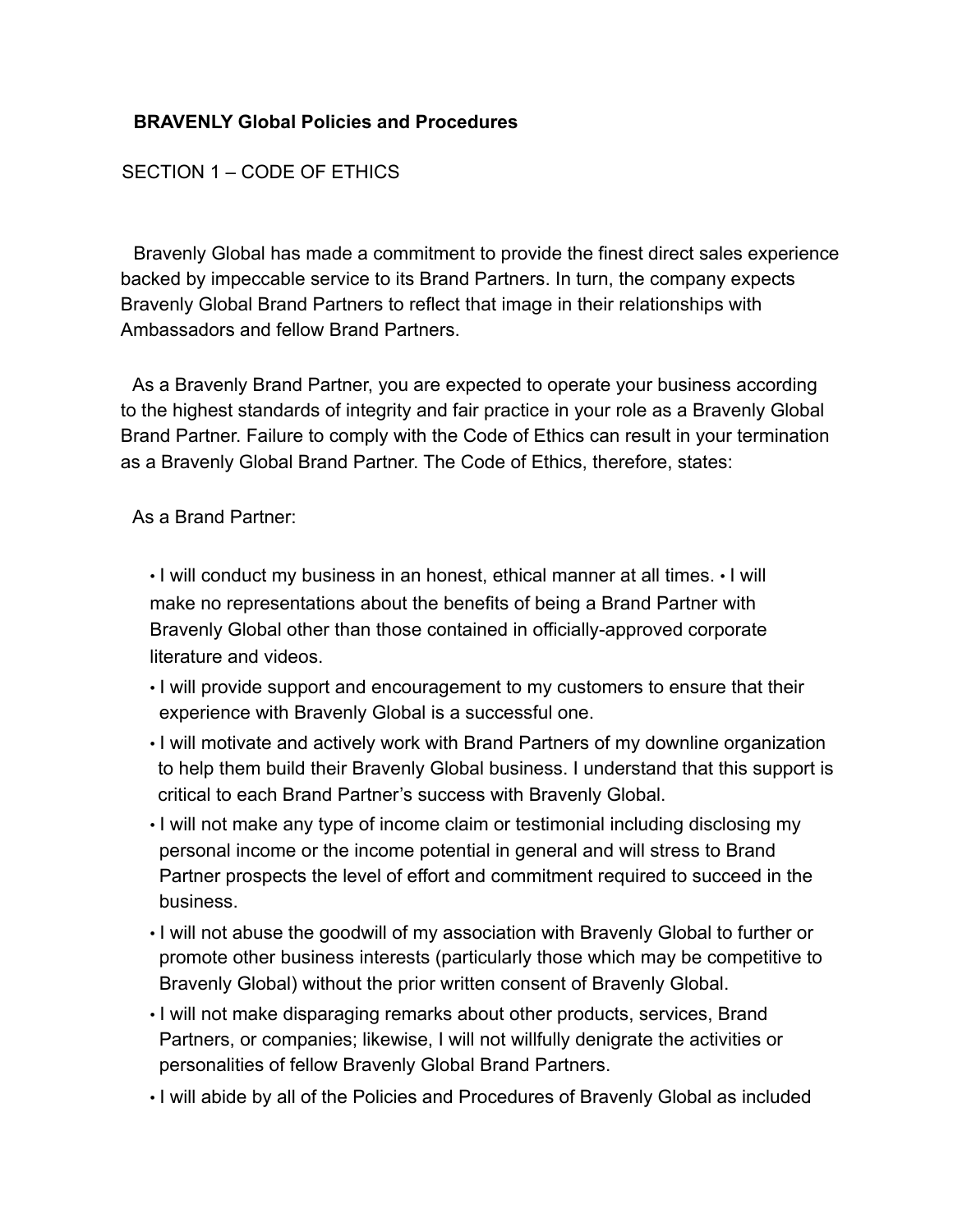**BRAVENLY Global Policies and Procedures**

SECTION 1 – CODE OF ETHICS

Bravenly Global has made a commitment to provide the finest direct sales experience backed by impeccable service to its Brand Partners. In turn, the company expects Bravenly Global Brand Partners to reflect that image in their relationships with Ambassadors and fellow Brand Partners.

As a Bravenly Brand Partner, you are expected to operate your business according to the highest standards of integrity and fair practice in your role as a Bravenly Global Brand Partner. Failure to comply with the Code of Ethics can result in your termination as a Bravenly Global Brand Partner. The Code of Ethics, therefore, states:

As a Brand Partner:

- I will conduct my business in an honest, ethical manner at all times.
- I will make no representations about the benefits of being a Brand Partner with Bravenly Global other than those contained in officially-approved corporate literature and videos.
- I will provide support and encouragement to my customers to ensure that their experience with Bravenly Global is a successful one.
- I will motivate and actively work with Brand Partners of my downline organization to help them build their Bravenly Global business. I understand that this support is critical to each Brand Partner's success with Bravenly Global.
- I will not make any type of income claim or testimonial including disclosing my personal income or the income potential in general and will stress to Brand Partner prospects the level of effort and commitment required to succeed in the business.
- I will not abuse the goodwill of my association with Bravenly Global to further or promote other business interests (particularly those which may be competitive to Bravenly Global) without the prior written consent of Bravenly Global.
- I will not make disparaging remarks about other products, services, Brand Partners, or companies; likewise, I will not willfully denigrate the activities or personalities of fellow Bravenly Global Brand Partners.
- I will abide by all of the Policies and Procedures of Bravenly Global as included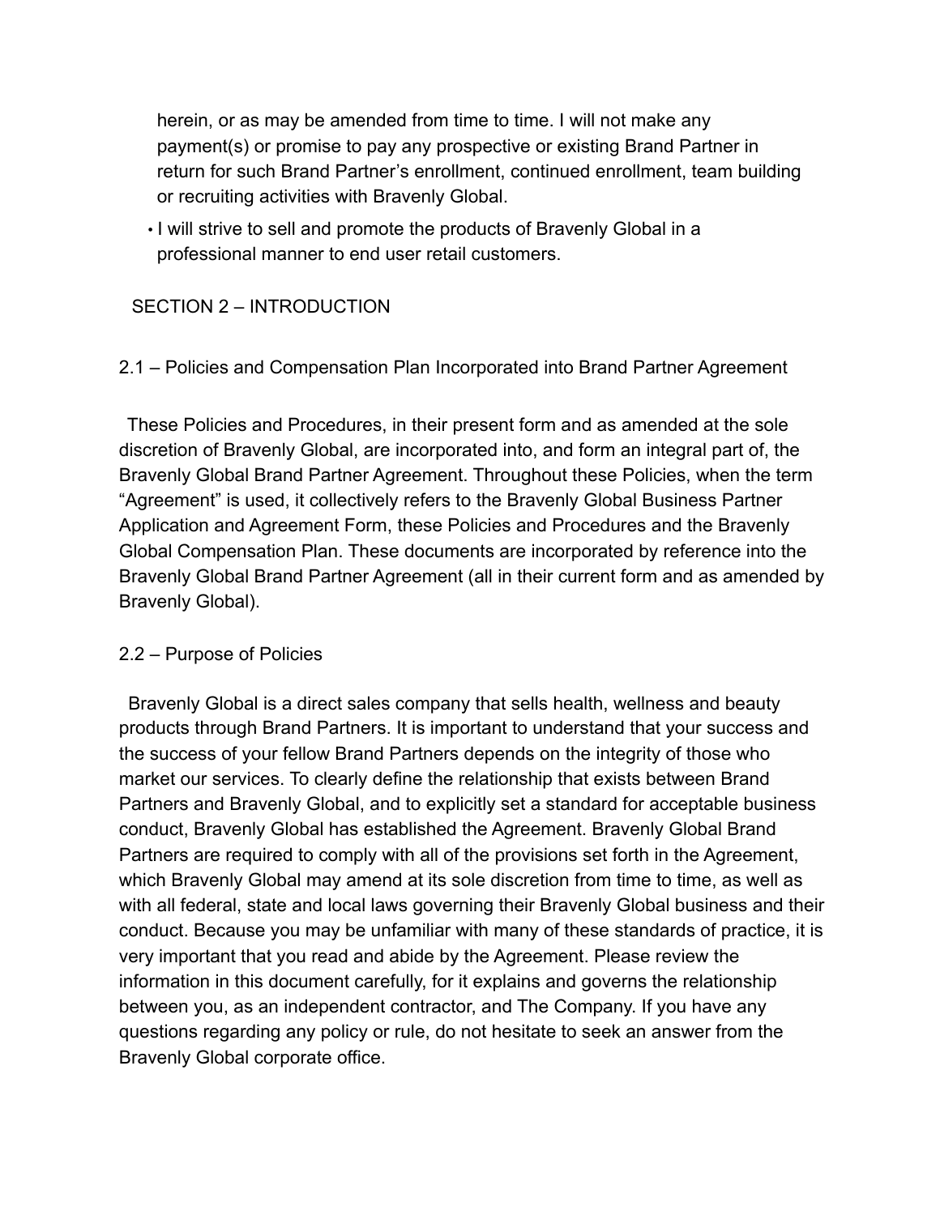herein, or as may be amended from time to time. I will not make any payment(s) or promise to pay any prospective or existing Brand Partner in return for such Brand Partner's enrollment, continued enrollment, team building or recruiting activities with Bravenly Global.

- I will strive to sell and promote the products of Bravenly Global in a professional manner to end user retail customers.

## SECTION 2 – INTRODUCTION

### 2.1 – Policies and Compensation Plan Incorporated into Brand Partner Agreement

These Policies and Procedures, in their present form and as amended at the sole discretion of Bravenly Global, are incorporated into, and form an integral part of, the Bravenly Global Brand Partner Agreement. Throughout these Policies, when the term "Agreement" is used, it collectively refers to the Bravenly Global Business Partner Application and Agreement Form, these Policies and Procedures and the Bravenly Global Compensation Plan. These documents are incorporated by reference into the Bravenly Global Brand Partner Agreement (all in their current form and as amended by Bravenly Global).

### 2.2 – Purpose of Policies

Bravenly Global is a direct sales company that sells health, wellness and beauty products through Brand Partners. It is important to understand that your success and the success of your fellow Brand Partners depends on the integrity of those who market our services. To clearly define the relationship that exists between Brand Partners and Bravenly Global, and to explicitly set a standard for acceptable business conduct, Bravenly Global has established the Agreement. Bravenly Global Brand Partners are required to comply with all of the provisions set forth in the Agreement, which Bravenly Global may amend at its sole discretion from time to time, as well as with all federal, state and local laws governing their Bravenly Global business and their conduct. Because you may be unfamiliar with many of these standards of practice, it is very important that you read and abide by the Agreement. Please review the information in this document carefully, for it explains and governs the relationship between you, as an independent contractor, and The Company. If you have any questions regarding any policy or rule, do not hesitate to seek an answer from the Bravenly Global corporate office.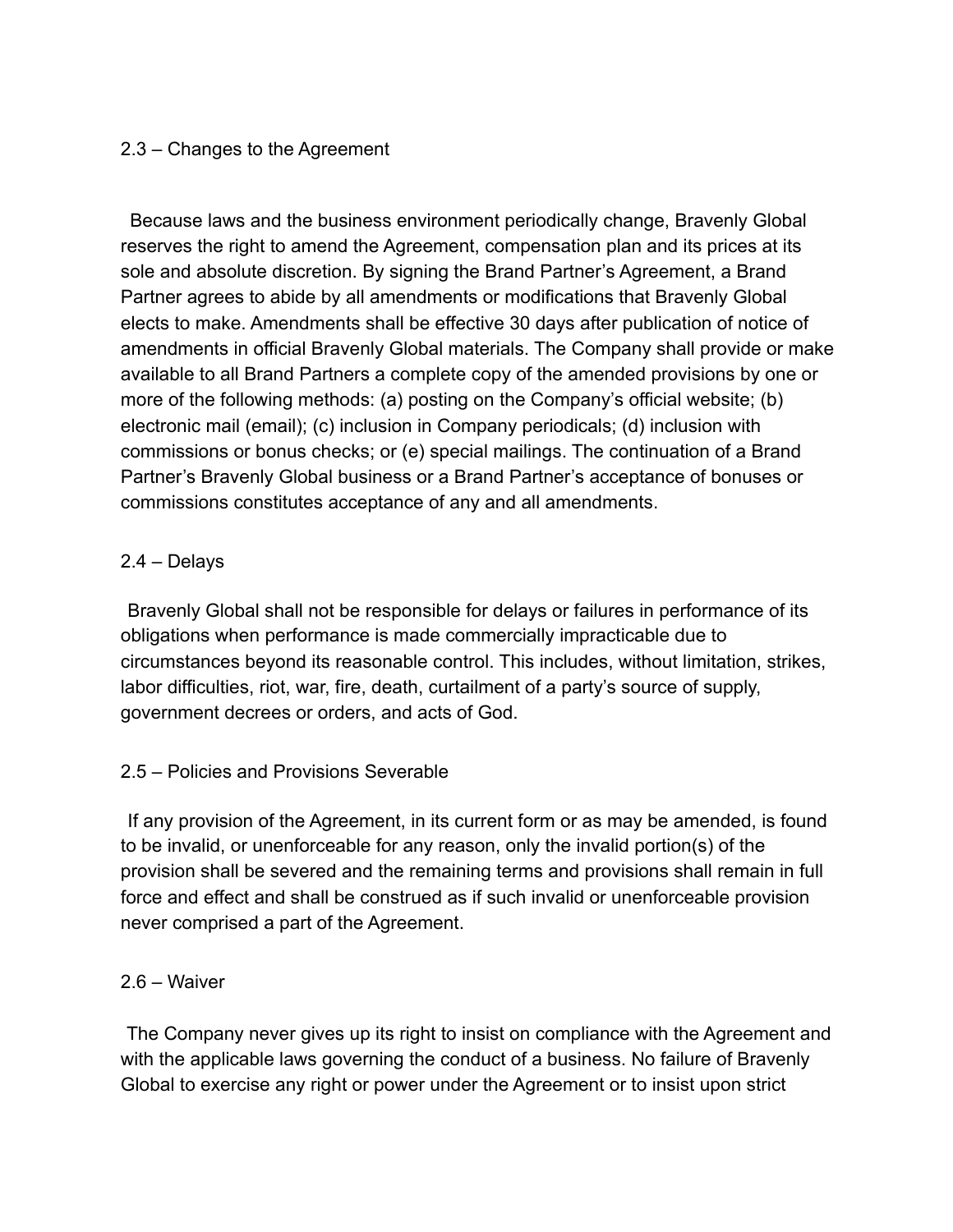## 2.3 – Changes to the Agreement

Because laws and the business environment periodically change, Bravenly Global reserves the right to amend the Agreement, compensation plan and its prices at its sole and absolute discretion. By signing the Brand Partner's Agreement, a Brand Partner agrees to abide by all amendments or modifications that Bravenly Global elects to make. Amendments shall be effective 30 days after publication of notice of amendments in official Bravenly Global materials. The Company shall provide or make available to all Brand Partners a complete copy of the amended provisions by one or more of the following methods: (a) posting on the Company's official website; (b) electronic mail (email); (c) inclusion in Company periodicals; (d) inclusion with commissions or bonus checks; or (e) special mailings. The continuation of a Brand Partner's Bravenly Global business or a Brand Partner's acceptance of bonuses or commissions constitutes acceptance of any and all amendments.

## 2.4 – Delays

Bravenly Global shall not be responsible for delays or failures in performance of its obligations when performance is made commercially impracticable due to circumstances beyond its reasonable control. This includes, without limitation, strikes, labor difficulties, riot, war, fire, death, curtailment of a party's source of supply, government decrees or orders, and acts of God.

## 2.5 – Policies and Provisions Severable

If any provision of the Agreement, in its current form or as may be amended, is found to be invalid, or unenforceable for any reason, only the invalid portion(s) of the provision shall be severed and the remaining terms and provisions shall remain in full force and effect and shall be construed as if such invalid or unenforceable provision never comprised a part of the Agreement.

## 2.6 – Waiver

The Company never gives up its right to insist on compliance with the Agreement and with the applicable laws governing the conduct of a business. No failure of Bravenly Global to exercise any right or power under the Agreement or to insist upon strict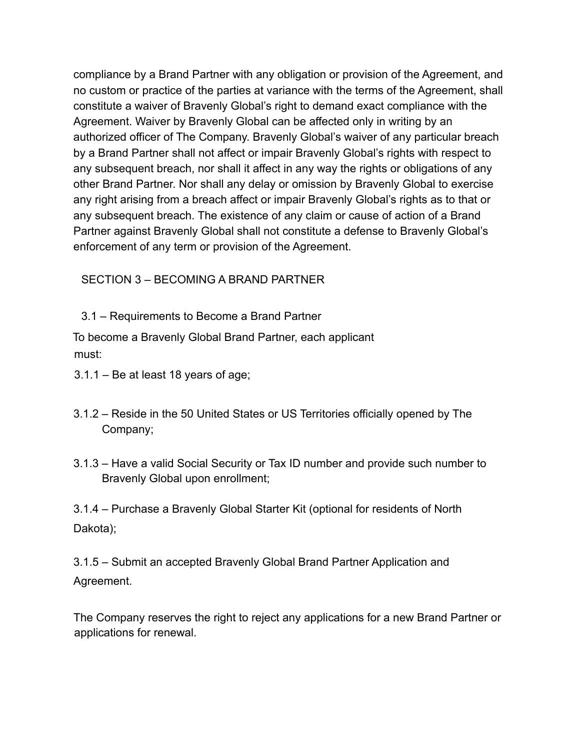compliance by a Brand Partner with any obligation or provision of the Agreement, and no custom or practice of the parties at variance with the terms of the Agreement, shall constitute a waiver of Bravenly Global's right to demand exact compliance with the Agreement. Waiver by Bravenly Global can be affected only in writing by an authorized officer of The Company. Bravenly Global's waiver of any particular breach by a Brand Partner shall not affect or impair Bravenly Global's rights with respect to any subsequent breach, nor shall it affect in any way the rights or obligations of any other Brand Partner. Nor shall any delay or omission by Bravenly Global to exercise any right arising from a breach affect or impair Bravenly Global's rights as to that or any subsequent breach. The existence of any claim or cause of action of a Brand Partner against Bravenly Global shall not constitute a defense to Bravenly Global's enforcement of any term or provision of the Agreement.

## SECTION 3 – BECOMING A BRAND PARTNER

### 3.1 – Requirements to Become a Brand Partner

To become a Bravenly Global Brand Partner, each applicant must:

3.1.1 – Be at least 18 years of age;

3.1.2 – Reside in the 50 United States or US Territories officially opened by The Company;

3.1.3 – Have a valid Social Security or Tax ID number and provide such number to Bravenly Global upon enrollment;

3.1.4 – Purchase a Bravenly Global Starter Kit (optional for residents of North Dakota);

3.1.5 – Submit an accepted Bravenly Global Brand Partner Application and Agreement.

The Company reserves the right to reject any applications for a new Brand Partner or applications for renewal.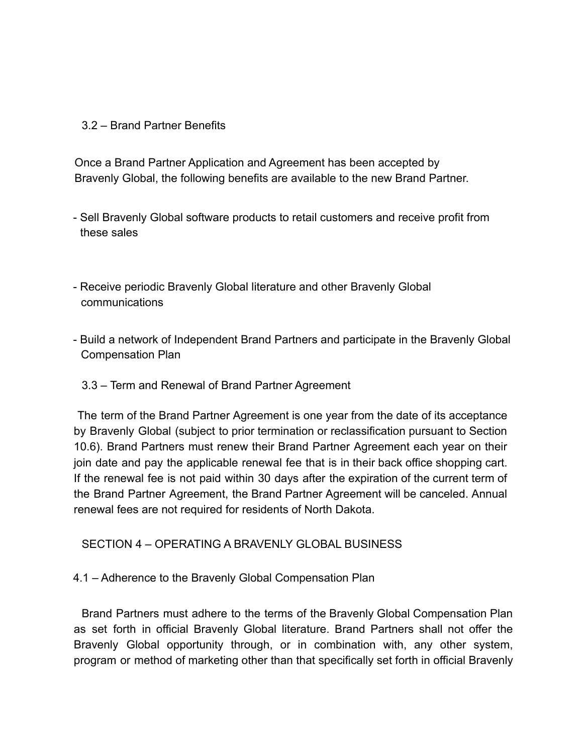### 3.2 – Brand Partner Benefits

Once a Brand Partner Application and Agreement has been accepted by Bravenly Global, the following benefits are available to the new Brand Partner.

- Sell Bravenly Global software products to retail customers and receive profit from these sales
- Receive periodic Bravenly Global literature and other Bravenly Global communications
- Build a network of Independent Brand Partners and participate in the Bravenly Global Compensation Plan

### 3.3 – Term and Renewal of Brand Partner Agreement

The term of the Brand Partner Agreement is one year from the date of its acceptance by Bravenly Global (subject to prior termination or reclassification pursuant to Section 10.6). Brand Partners must renew their Brand Partner Agreement each year on their join date and pay the applicable renewal fee that is in their back office shopping cart. If the renewal fee is not paid within 30 days after the expiration of the current term of the Brand Partner Agreement, the Brand Partner Agreement will be canceled. Annual renewal fees are not required for residents of North Dakota.

## SECTION 4 – OPERATING A BRAVENLY GLOBAL BUSINESS

### 4.1 – Adherence to the Bravenly Global Compensation Plan

Brand Partners must adhere to the terms of the Bravenly Global Compensation Plan as set forth in official Bravenly Global literature. Brand Partners shall not offer the Bravenly Global opportunity through, or in combination with, any other system, program or method of marketing other than that specifically set forth in official Bravenly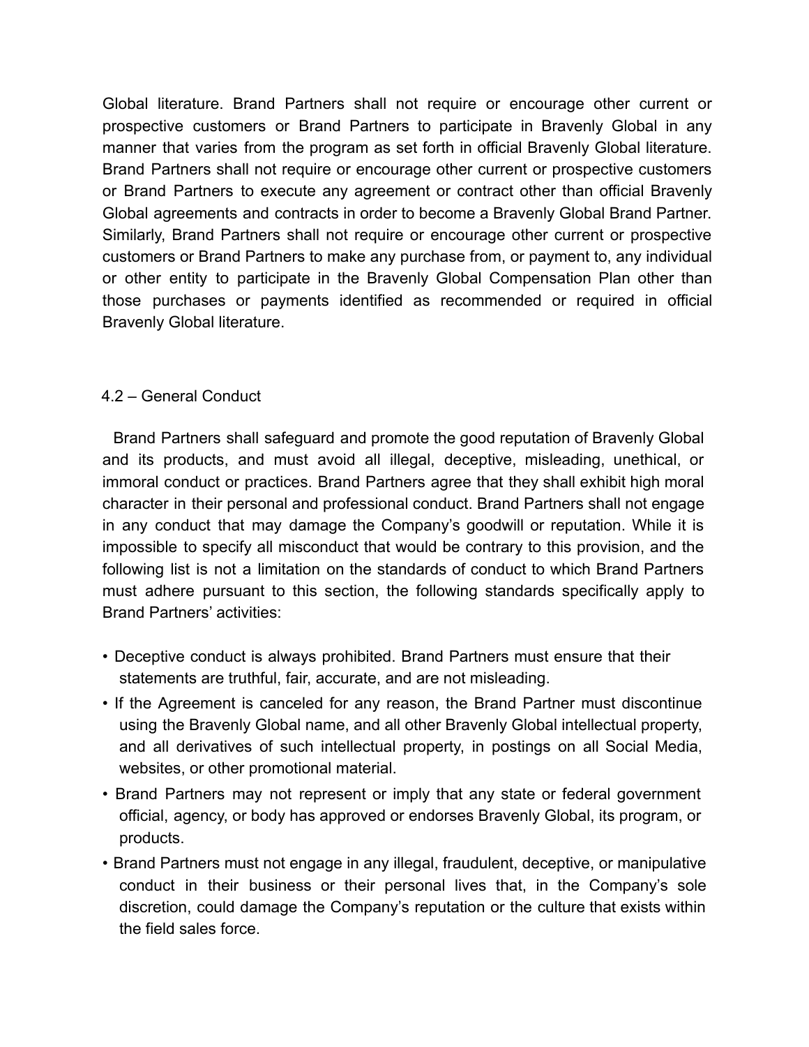Global literature. Brand Partners shall not require or encourage other current or prospective customers or Brand Partners to participate in Bravenly Global in any manner that varies from the program as set forth in official Bravenly Global literature. Brand Partners shall not require or encourage other current or prospective customers or Brand Partners to execute any agreement or contract other than official Bravenly Global agreements and contracts in order to become a Bravenly Global Brand Partner. Similarly, Brand Partners shall not require or encourage other current or prospective customers or Brand Partners to make any purchase from, or payment to, any individual or other entity to participate in the Bravenly Global Compensation Plan other than those purchases or payments identified as recommended or required in official Bravenly Global literature.

## 4.2 – General Conduct

Brand Partners shall safeguard and promote the good reputation of Bravenly Global and its products, and must avoid all illegal, deceptive, misleading, unethical, or immoral conduct or practices. Brand Partners agree that they shall exhibit high moral character in their personal and professional conduct. Brand Partners shall not engage in any conduct that may damage the Company's goodwill or reputation. While it is impossible to specify all misconduct that would be contrary to this provision, and the following list is not a limitation on the standards of conduct to which Brand Partners must adhere pursuant to this section, the following standards specifically apply to Brand Partners' activities:

- Deceptive conduct is always prohibited. Brand Partners must ensure that their statements are truthful, fair, accurate, and are not misleading.
- If the Agreement is canceled for any reason, the Brand Partner must discontinue using the Bravenly Global name, and all other Bravenly Global intellectual property, and all derivatives of such intellectual property, in postings on all Social Media, websites, or other promotional material.
- Brand Partners may not represent or imply that any state or federal government official, agency, or body has approved or endorses Bravenly Global, its program, or products.
- Brand Partners must not engage in any illegal, fraudulent, deceptive, or manipulative conduct in their business or their personal lives that, in the Company's sole discretion, could damage the Company's reputation or the culture that exists within the field sales force.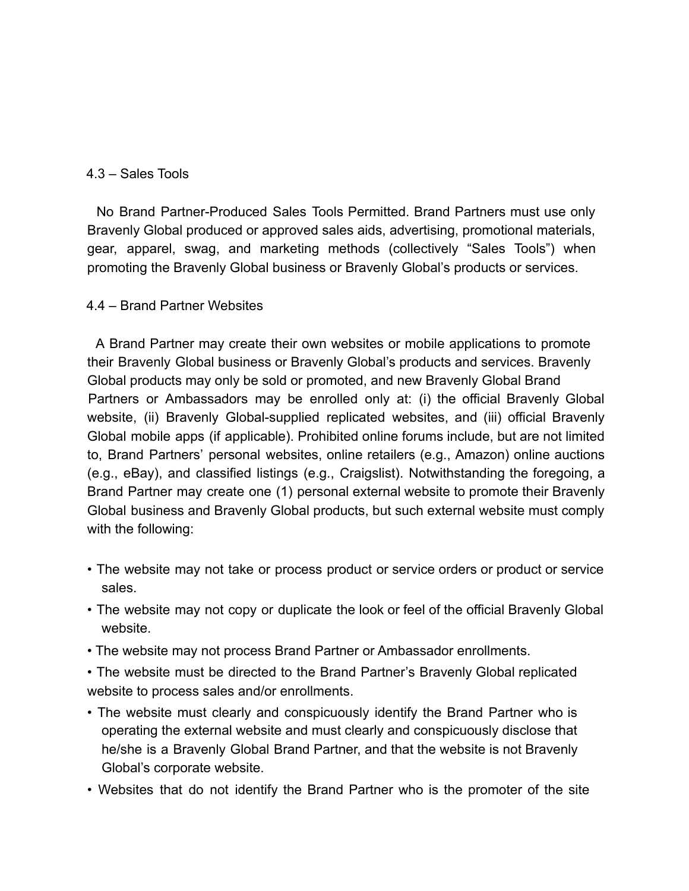### 4.3 – Sales Tools

No Brand Partner-Produced Sales Tools Permitted. Brand Partners must use only Bravenly Global produced or approved sales aids, advertising, promotional materials, gear, apparel, swag, and marketing methods (collectively "Sales Tools") when promoting the Bravenly Global business or Bravenly Global's products or services.

### 4.4 – Brand Partner Websites

A Brand Partner may create their own websites or mobile applications to promote their Bravenly Global business or Bravenly Global's products and services. Bravenly Global products may only be sold or promoted, and new Bravenly Global Brand Partners or Ambassadors may be enrolled only at: (i) the official Bravenly Global website, (ii) Bravenly Global-supplied replicated websites, and (iii) official Bravenly Global mobile apps (if applicable). Prohibited online forums include, but are not limited to, Brand Partners' personal websites, online retailers (e.g., Amazon) online auctions (e.g., eBay), and classified listings (e.g., Craigslist). Notwithstanding the foregoing, a Brand Partner may create one (1) personal external website to promote their Bravenly Global business and Bravenly Global products, but such external website must comply with the following:

- The website may not take or process product or service orders or product or service sales.
- The website may not copy or duplicate the look or feel of the official Bravenly Global website.
- The website may not process Brand Partner or Ambassador enrollments.
- The website must be directed to the Brand Partner's Bravenly Global replicated website to process sales and/or enrollments.
- The website must clearly and conspicuously identify the Brand Partner who is operating the external website and must clearly and conspicuously disclose that he/she is a Bravenly Global Brand Partner, and that the website is not Bravenly Global's corporate website.
- Websites that do not identify the Brand Partner who is the promoter of the site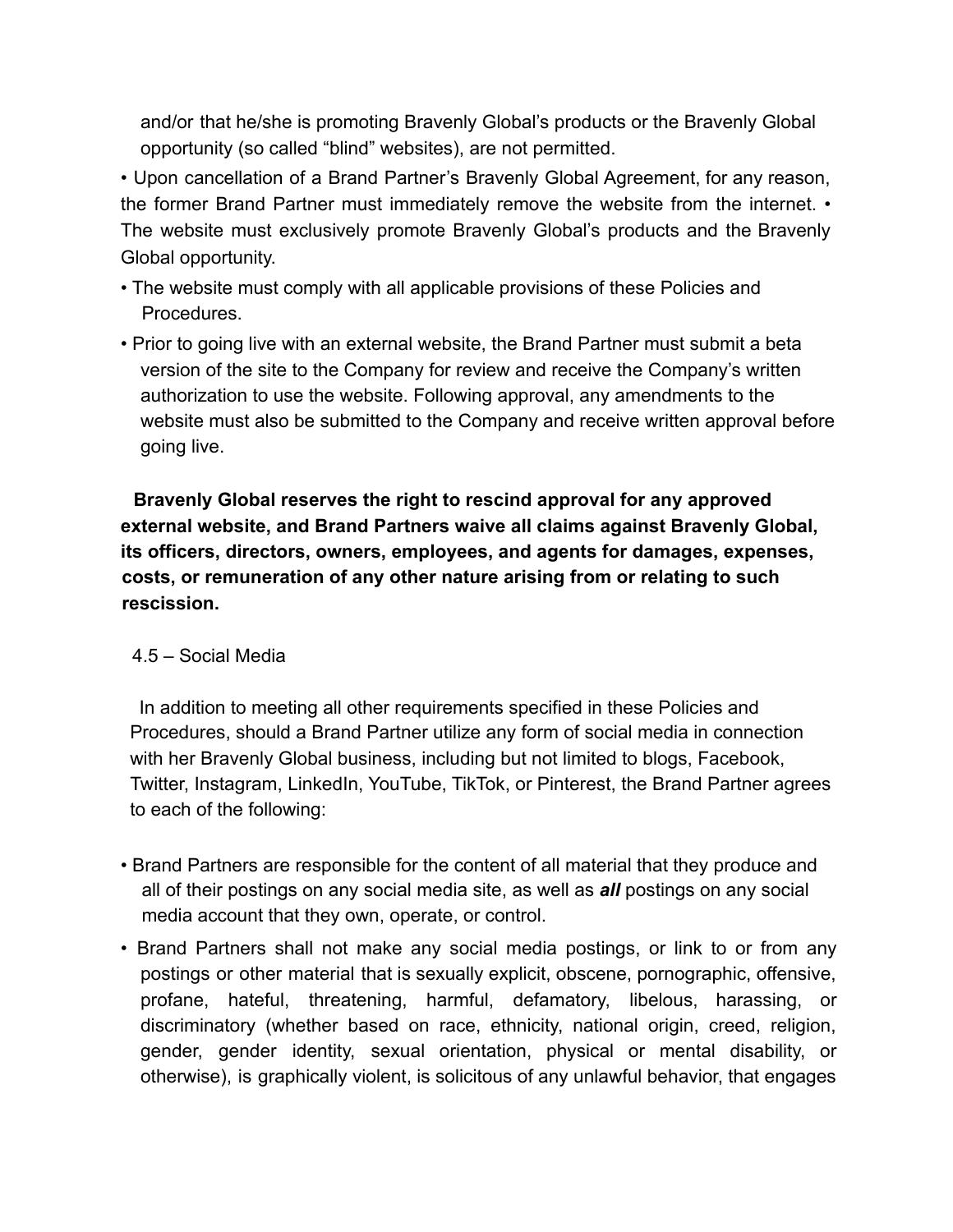and/or that he/she is promoting Bravenly Global's products or the Bravenly Global opportunity (so called "blind" websites), are not permitted.

- Upon cancellation of a Brand Partner's Bravenly Global Agreement, for any reason, the former Brand Partner must immediately remove the website from the internet.
- The website must exclusively promote Bravenly Global's products and the Bravenly Global opportunity.
- The website must comply with all applicable provisions of these Policies and Procedures.
- Prior to going live with an external website, the Brand Partner must submit a beta version of the site to the Company for review and receive the Company's written authorization to use the website. Following approval, any amendments to the website must also be submitted to the Company and receive written approval before going live.

**Bravenly Global reserves the right to rescind approval for any approved external website, and Brand Partners waive all claims against Bravenly Global, its officers, directors, owners, employees, and agents for damages, expenses, costs, or remuneration of any other nature arising from or relating to such rescission.**

### 4.5 – Social Media

In addition to meeting all other requirements specified in these Policies and Procedures, should a Brand Partner utilize any form of social media in connection with her Bravenly Global business, including but not limited to blogs, Facebook, Twitter, Instagram, LinkedIn, YouTube, TikTok, or Pinterest, the Brand Partner agrees to each of the following:

- Brand Partners are responsible for the content of all material that they produce and all of their postings on any social media site, as well as ***all*** postings on any social media account that they own, operate, or control.
- Brand Partners shall not make any social media postings, or link to or from any postings or other material that is sexually explicit, obscene, pornographic, offensive, profane, hateful, threatening, harmful, defamatory, libelous, harassing, or discriminatory (whether based on race, ethnicity, national origin, creed, religion, gender, gender identity, sexual orientation, physical or mental disability, or otherwise), is graphically violent, is solicitous of any unlawful behavior, that engages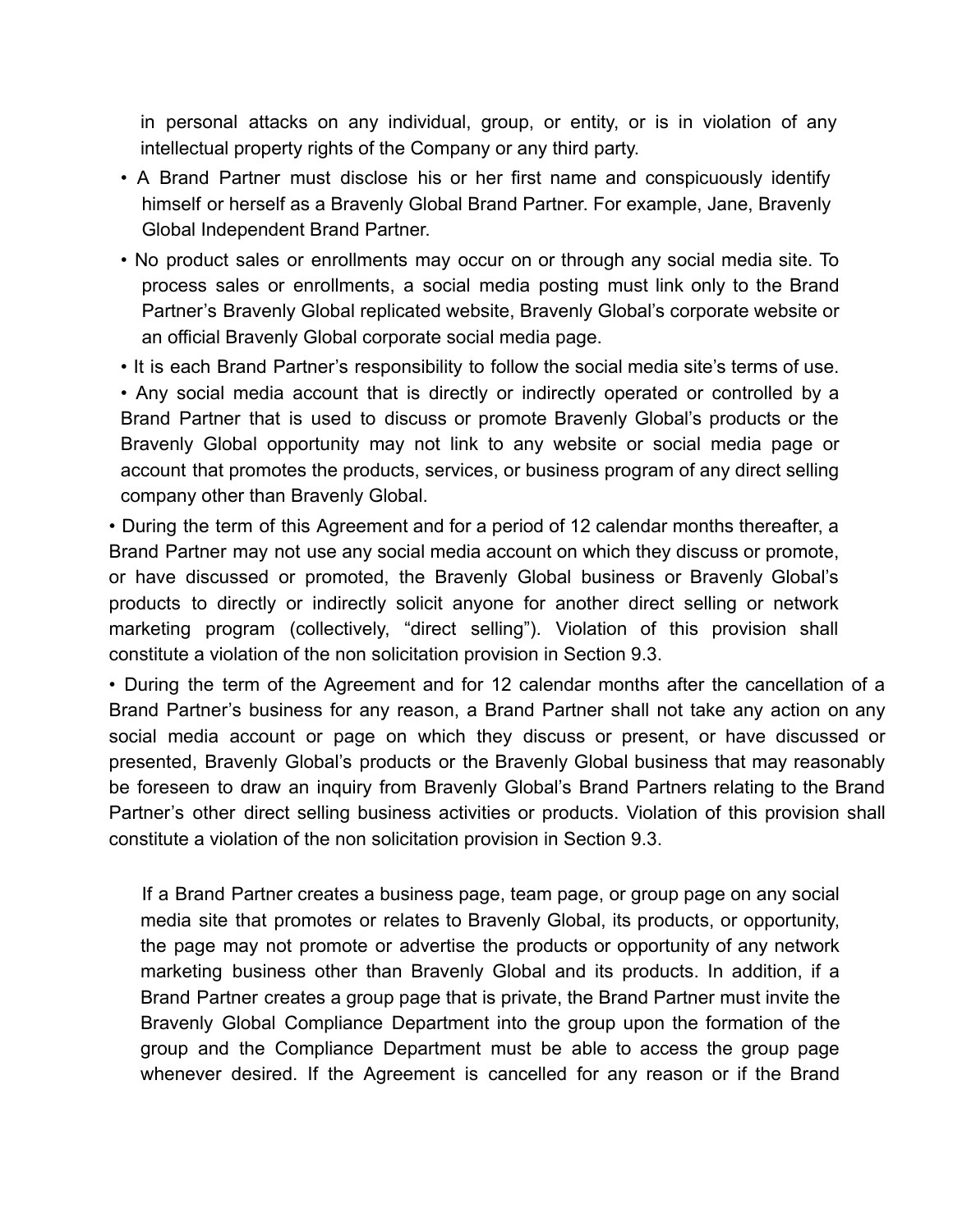in personal attacks on any individual, group, or entity, or is in violation of any intellectual property rights of the Company or any third party.

- A Brand Partner must disclose his or her first name and conspicuously identify himself or herself as a Bravenly Global Brand Partner. For example, Jane, Bravenly Global Independent Brand Partner.
- No product sales or enrollments may occur on or through any social media site. To process sales or enrollments, a social media posting must link only to the Brand Partner's Bravenly Global replicated website, Bravenly Global's corporate website or an official Bravenly Global corporate social media page.
- It is each Brand Partner's responsibility to follow the social media site's terms of use.
- Any social media account that is directly or indirectly operated or controlled by a Brand Partner that is used to discuss or promote Bravenly Global's products or the Bravenly Global opportunity may not link to any website or social media page or account that promotes the products, services, or business program of any direct selling company other than Bravenly Global.
- During the term of this Agreement and for a period of 12 calendar months thereafter, a Brand Partner may not use any social media account on which they discuss or promote, or have discussed or promoted, the Bravenly Global business or Bravenly Global's products to directly or indirectly solicit anyone for another direct selling or network marketing program (collectively, "direct selling"). Violation of this provision shall constitute a violation of the non solicitation provision in Section 9.3.
- During the term of the Agreement and for 12 calendar months after the cancellation of a Brand Partner's business for any reason, a Brand Partner shall not take any action on any social media account or page on which they discuss or present, or have discussed or presented, Bravenly Global's products or the Bravenly Global business that may reasonably be foreseen to draw an inquiry from Bravenly Global's Brand Partners relating to the Brand Partner's other direct selling business activities or products. Violation of this provision shall constitute a violation of the non solicitation provision in Section 9.3.

If a Brand Partner creates a business page, team page, or group page on any social media site that promotes or relates to Bravenly Global, its products, or opportunity, the page may not promote or advertise the products or opportunity of any network marketing business other than Bravenly Global and its products. In addition, if a Brand Partner creates a group page that is private, the Brand Partner must invite the Bravenly Global Compliance Department into the group upon the formation of the group and the Compliance Department must be able to access the group page whenever desired. If the Agreement is cancelled for any reason or if the Brand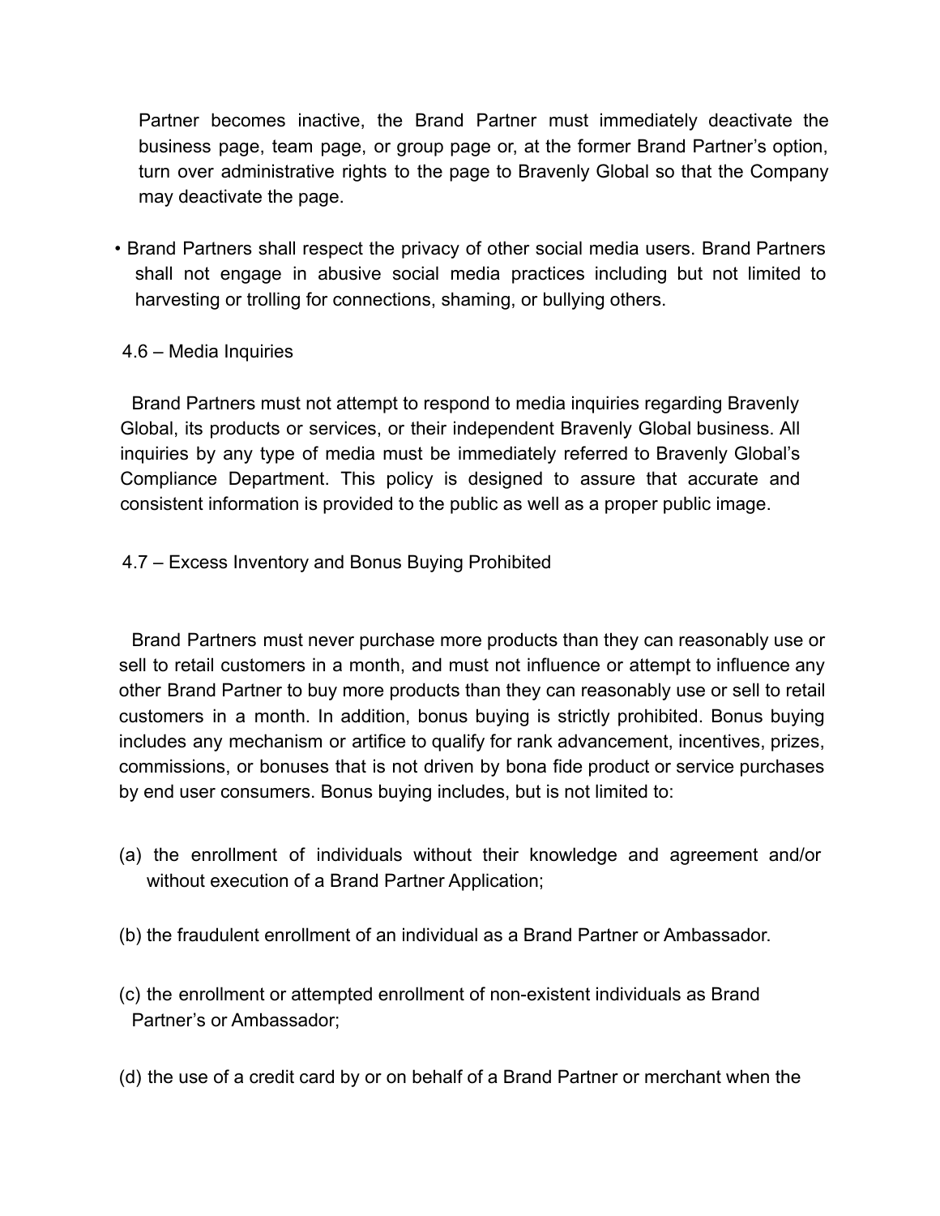Partner becomes inactive, the Brand Partner must immediately deactivate the business page, team page, or group page or, at the former Brand Partner's option, turn over administrative rights to the page to Bravenly Global so that the Company may deactivate the page.

- Brand Partners shall respect the privacy of other social media users. Brand Partners shall not engage in abusive social media practices including but not limited to harvesting or trolling for connections, shaming, or bullying others.

### 4.6 – Media Inquiries

Brand Partners must not attempt to respond to media inquiries regarding Bravenly Global, its products or services, or their independent Bravenly Global business. All inquiries by any type of media must be immediately referred to Bravenly Global's Compliance Department. This policy is designed to assure that accurate and consistent information is provided to the public as well as a proper public image.

### 4.7 – Excess Inventory and Bonus Buying Prohibited

Brand Partners must never purchase more products than they can reasonably use or sell to retail customers in a month, and must not influence or attempt to influence any other Brand Partner to buy more products than they can reasonably use or sell to retail customers in a month. In addition, bonus buying is strictly prohibited. Bonus buying includes any mechanism or artifice to qualify for rank advancement, incentives, prizes, commissions, or bonuses that is not driven by bona fide product or service purchases by end user consumers. Bonus buying includes, but is not limited to:

(a) the enrollment of individuals without their knowledge and agreement and/or without execution of a Brand Partner Application;

(b) the fraudulent enrollment of an individual as a Brand Partner or Ambassador.

(c) the enrollment or attempted enrollment of non-existent individuals as Brand Partner's or Ambassador;

(d) the use of a credit card by or on behalf of a Brand Partner or merchant when the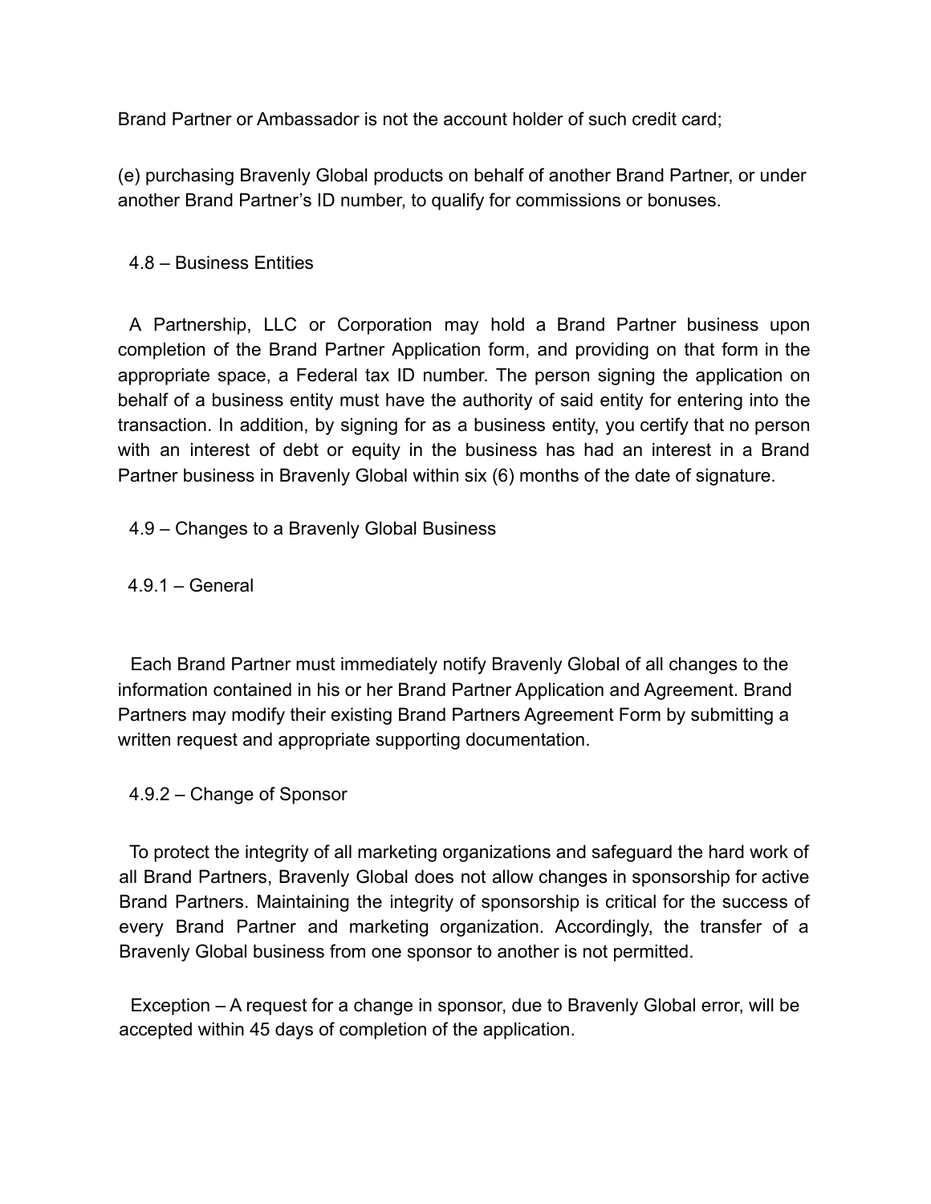Brand Partner or Ambassador is not the account holder of such credit card;

(e) purchasing Bravenly Global products on behalf of another Brand Partner, or under another Brand Partner's ID number, to qualify for commissions or bonuses.

### 4.8 – Business Entities

A Partnership, LLC or Corporation may hold a Brand Partner business upon completion of the Brand Partner Application form, and providing on that form in the appropriate space, a Federal tax ID number. The person signing the application on behalf of a business entity must have the authority of said entity for entering into the transaction. In addition, by signing for as a business entity, you certify that no person with an interest of debt or equity in the business has had an interest in a Brand Partner business in Bravenly Global within six (6) months of the date of signature.

### 4.9 – Changes to a Bravenly Global Business

#### 4.9.1 – General

Each Brand Partner must immediately notify Bravenly Global of all changes to the information contained in his or her Brand Partner Application and Agreement. Brand Partners may modify their existing Brand Partners Agreement Form by submitting a written request and appropriate supporting documentation.

#### 4.9.2 – Change of Sponsor

To protect the integrity of all marketing organizations and safeguard the hard work of all Brand Partners, Bravenly Global does not allow changes in sponsorship for active Brand Partners. Maintaining the integrity of sponsorship is critical for the success of every Brand Partner and marketing organization. Accordingly, the transfer of a Bravenly Global business from one sponsor to another is not permitted.

Exception – A request for a change in sponsor, due to Bravenly Global error, will be accepted within 45 days of completion of the application.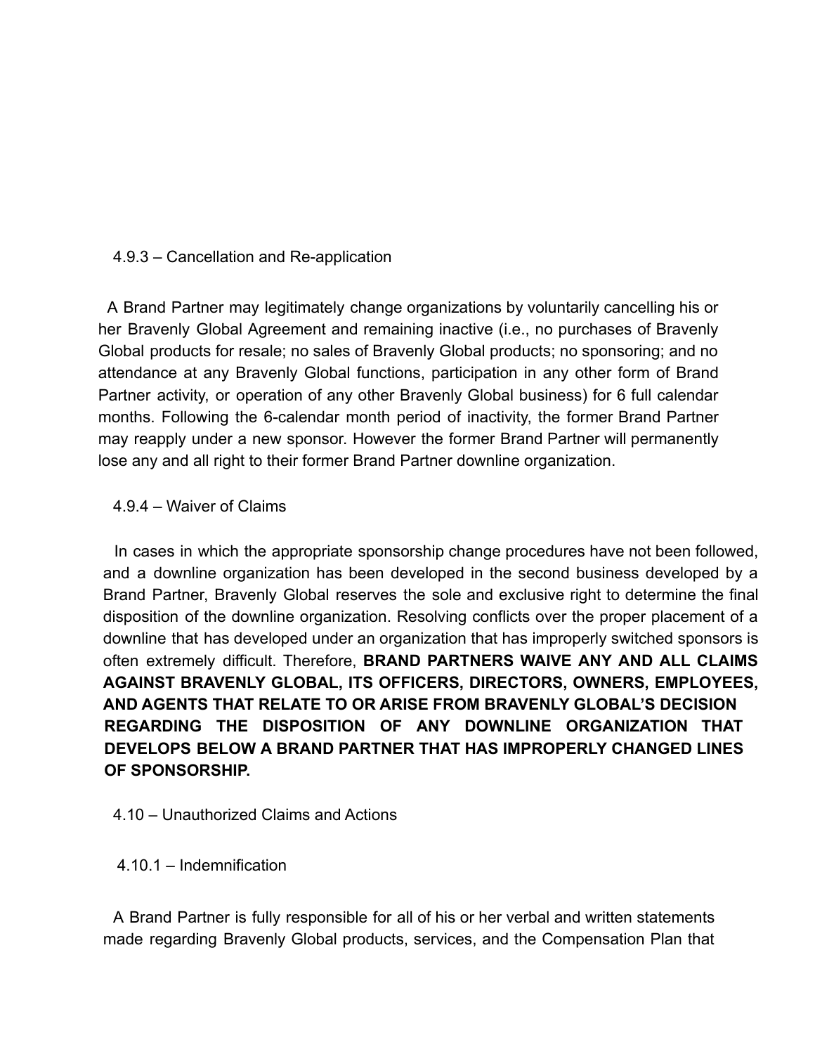### 4.9.3 – Cancellation and Re-application

A Brand Partner may legitimately change organizations by voluntarily cancelling his or her Bravenly Global Agreement and remaining inactive (i.e., no purchases of Bravenly Global products for resale; no sales of Bravenly Global products; no sponsoring; and no attendance at any Bravenly Global functions, participation in any other form of Brand Partner activity, or operation of any other Bravenly Global business) for 6 full calendar months. Following the 6-calendar month period of inactivity, the former Brand Partner may reapply under a new sponsor. However the former Brand Partner will permanently lose any and all right to their former Brand Partner downline organization.

### 4.9.4 – Waiver of Claims

In cases in which the appropriate sponsorship change procedures have not been followed, and a downline organization has been developed in the second business developed by a Brand Partner, Bravenly Global reserves the sole and exclusive right to determine the final disposition of the downline organization. Resolving conflicts over the proper placement of a downline that has developed under an organization that has improperly switched sponsors is often extremely difficult. Therefore, **BRAND PARTNERS WAIVE ANY AND ALL CLAIMS AGAINST BRAVENLY GLOBAL, ITS OFFICERS, DIRECTORS, OWNERS, EMPLOYEES, AND AGENTS THAT RELATE TO OR ARISE FROM BRAVENLY GLOBAL'S DECISION REGARDING THE DISPOSITION OF ANY DOWNLINE ORGANIZATION THAT DEVELOPS BELOW A BRAND PARTNER THAT HAS IMPROPERLY CHANGED LINES OF SPONSORSHIP.**

## 4.10 – Unauthorized Claims and Actions

### 4.10.1 – Indemnification

A Brand Partner is fully responsible for all of his or her verbal and written statements made regarding Bravenly Global products, services, and the Compensation Plan that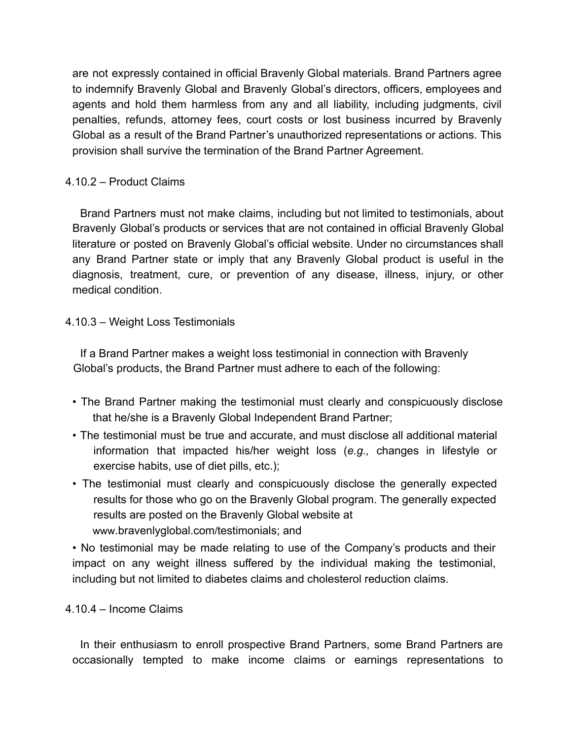are not expressly contained in official Bravenly Global materials. Brand Partners agree to indemnify Bravenly Global and Bravenly Global's directors, officers, employees and agents and hold them harmless from any and all liability, including judgments, civil penalties, refunds, attorney fees, court costs or lost business incurred by Bravenly Global as a result of the Brand Partner's unauthorized representations or actions. This provision shall survive the termination of the Brand Partner Agreement.

#### 4.10.2 – Product Claims

Brand Partners must not make claims, including but not limited to testimonials, about Bravenly Global's products or services that are not contained in official Bravenly Global literature or posted on Bravenly Global's official website. Under no circumstances shall any Brand Partner state or imply that any Bravenly Global product is useful in the diagnosis, treatment, cure, or prevention of any disease, illness, injury, or other medical condition.

#### 4.10.3 – Weight Loss Testimonials

If a Brand Partner makes a weight loss testimonial in connection with Bravenly Global's products, the Brand Partner must adhere to each of the following:

- The Brand Partner making the testimonial must clearly and conspicuously disclose that he/she is a Bravenly Global Independent Brand Partner;
- The testimonial must be true and accurate, and must disclose all additional material information that impacted his/her weight loss (*e.g.,* changes in lifestyle or exercise habits, use of diet pills, etc.);
- The testimonial must clearly and conspicuously disclose the generally expected results for those who go on the Bravenly Global program. The generally expected results are posted on the Bravenly Global website at www.bravenlyglobal.com/testimonials; and
- No testimonial may be made relating to use of the Company's products and their impact on any weight illness suffered by the individual making the testimonial, including but not limited to diabetes claims and cholesterol reduction claims.

#### 4.10.4 – Income Claims

In their enthusiasm to enroll prospective Brand Partners, some Brand Partners are occasionally tempted to make income claims or earnings representations to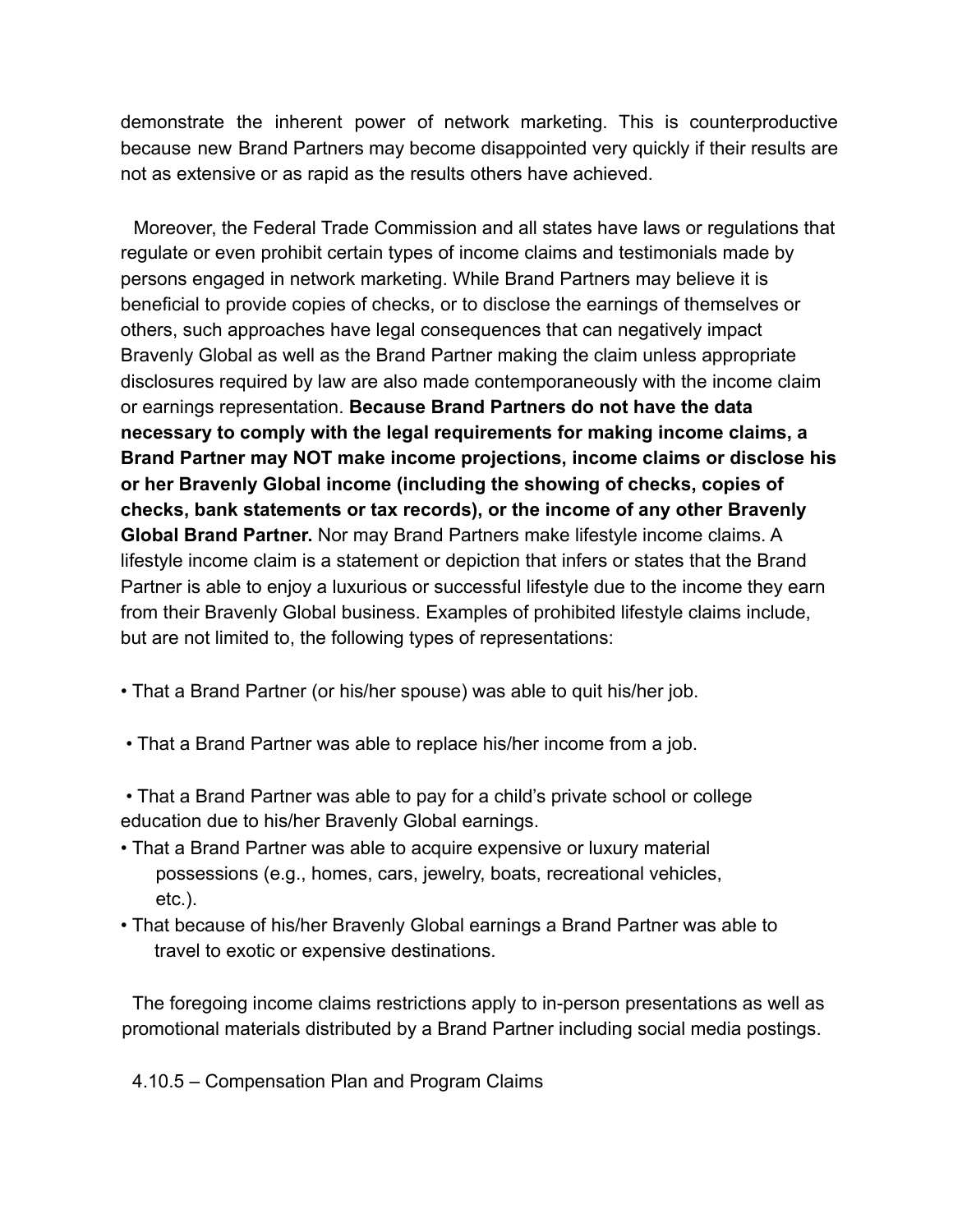demonstrate the inherent power of network marketing. This is counterproductive because new Brand Partners may become disappointed very quickly if their results are not as extensive or as rapid as the results others have achieved.

Moreover, the Federal Trade Commission and all states have laws or regulations that regulate or even prohibit certain types of income claims and testimonials made by persons engaged in network marketing. While Brand Partners may believe it is beneficial to provide copies of checks, or to disclose the earnings of themselves or others, such approaches have legal consequences that can negatively impact Bravenly Global as well as the Brand Partner making the claim unless appropriate disclosures required by law are also made contemporaneously with the income claim or earnings representation. **Because Brand Partners do not have the data necessary to comply with the legal requirements for making income claims, a Brand Partner may NOT make income projections, income claims or disclose his or her Bravenly Global income (including the showing of checks, copies of checks, bank statements or tax records), or the income of any other Bravenly Global Brand Partner.** Nor may Brand Partners make lifestyle income claims. A lifestyle income claim is a statement or depiction that infers or states that the Brand Partner is able to enjoy a luxurious or successful lifestyle due to the income they earn from their Bravenly Global business. Examples of prohibited lifestyle claims include, but are not limited to, the following types of representations:

- That a Brand Partner (or his/her spouse) was able to quit his/her job.
- That a Brand Partner was able to replace his/her income from a job.
- That a Brand Partner was able to pay for a child's private school or college education due to his/her Bravenly Global earnings.
- That a Brand Partner was able to acquire expensive or luxury material possessions (e.g., homes, cars, jewelry, boats, recreational vehicles, etc.).
- That because of his/her Bravenly Global earnings a Brand Partner was able to travel to exotic or expensive destinations.

The foregoing income claims restrictions apply to in-person presentations as well as promotional materials distributed by a Brand Partner including social media postings.

4.10.5 – Compensation Plan and Program Claims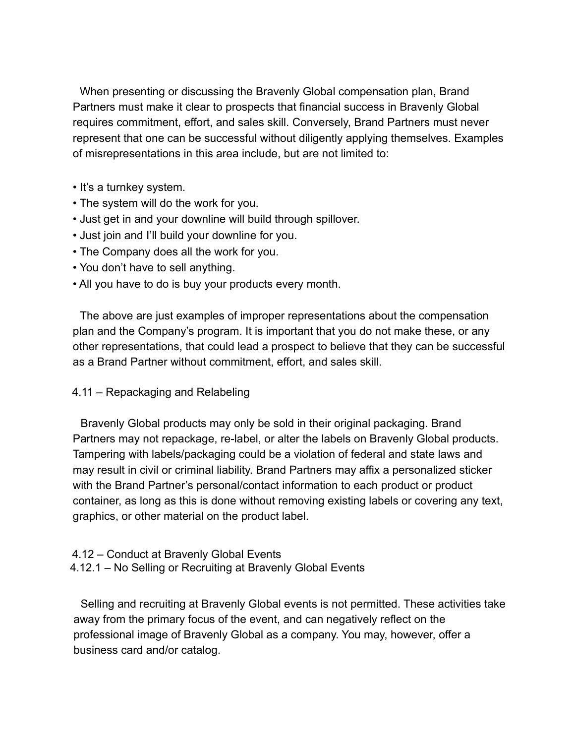When presenting or discussing the Bravenly Global compensation plan, Brand Partners must make it clear to prospects that financial success in Bravenly Global requires commitment, effort, and sales skill. Conversely, Brand Partners must never represent that one can be successful without diligently applying themselves. Examples of misrepresentations in this area include, but are not limited to:

- It's a turnkey system.
- The system will do the work for you.
- Just get in and your downline will build through spillover.
- Just join and I'll build your downline for you.
- The Company does all the work for you.
- You don't have to sell anything.
- All you have to do is buy your products every month.

The above are just examples of improper representations about the compensation plan and the Company's program. It is important that you do not make these, or any other representations, that could lead a prospect to believe that they can be successful as a Brand Partner without commitment, effort, and sales skill.

### 4.11 – Repackaging and Relabeling

Bravenly Global products may only be sold in their original packaging. Brand Partners may not repackage, re-label, or alter the labels on Bravenly Global products. Tampering with labels/packaging could be a violation of federal and state laws and may result in civil or criminal liability. Brand Partners may affix a personalized sticker with the Brand Partner's personal/contact information to each product or product container, as long as this is done without removing existing labels or covering any text, graphics, or other material on the product label.

### 4.12 – Conduct at Bravenly Global Events

#### 4.12.1 – No Selling or Recruiting at Bravenly Global Events

Selling and recruiting at Bravenly Global events is not permitted. These activities take away from the primary focus of the event, and can negatively reflect on the professional image of Bravenly Global as a company. You may, however, offer a business card and/or catalog.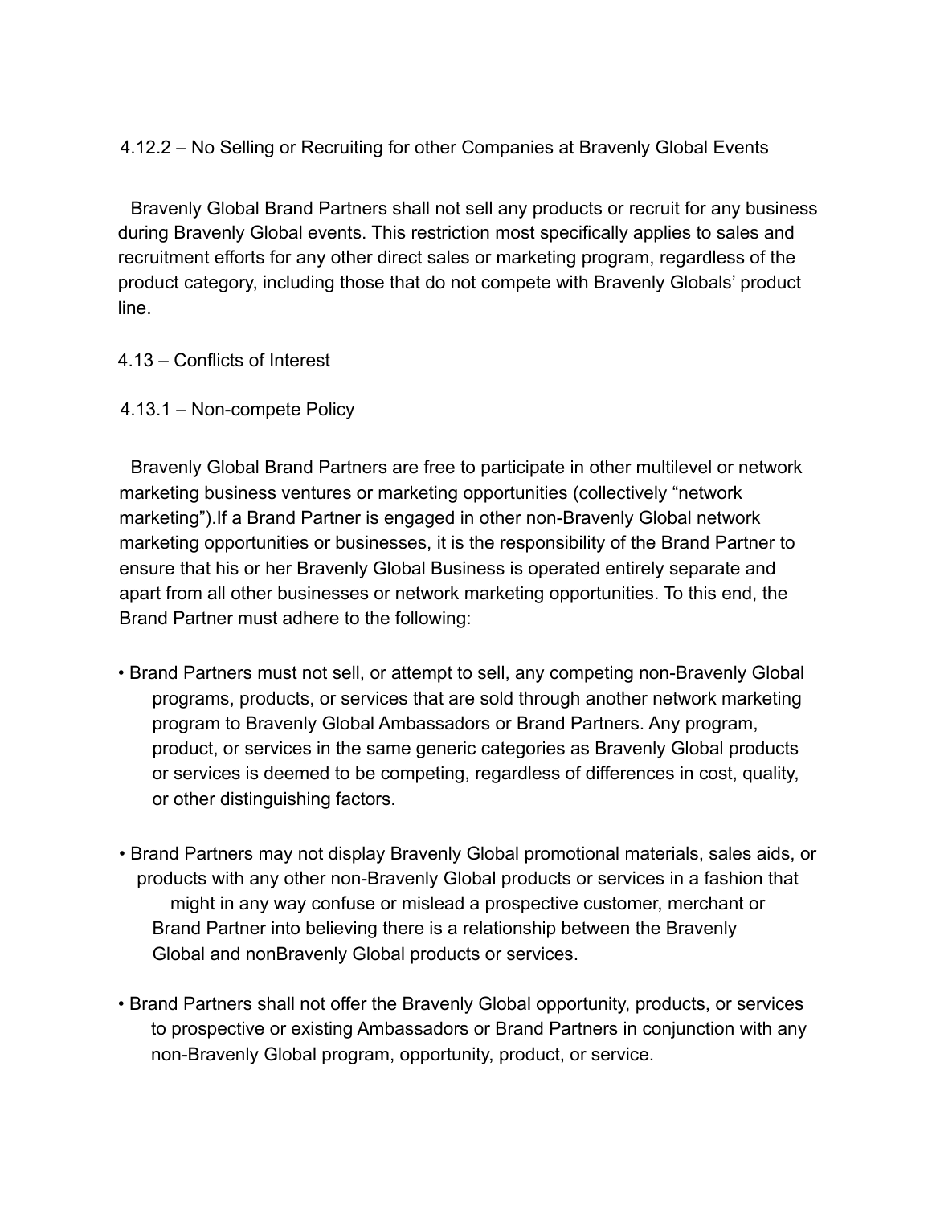#### 4.12.2 – No Selling or Recruiting for other Companies at Bravenly Global Events

Bravenly Global Brand Partners shall not sell any products or recruit for any business during Bravenly Global events. This restriction most specifically applies to sales and recruitment efforts for any other direct sales or marketing program, regardless of the product category, including those that do not compete with Bravenly Globals' product line.

### 4.13 – Conflicts of Interest

#### 4.13.1 – Non-compete Policy

Bravenly Global Brand Partners are free to participate in other multilevel or network marketing business ventures or marketing opportunities (collectively "network marketing").If a Brand Partner is engaged in other non-Bravenly Global network marketing opportunities or businesses, it is the responsibility of the Brand Partner to ensure that his or her Bravenly Global Business is operated entirely separate and apart from all other businesses or network marketing opportunities. To this end, the Brand Partner must adhere to the following:

- Brand Partners must not sell, or attempt to sell, any competing non-Bravenly Global programs, products, or services that are sold through another network marketing program to Bravenly Global Ambassadors or Brand Partners. Any program, product, or services in the same generic categories as Bravenly Global products or services is deemed to be competing, regardless of differences in cost, quality, or other distinguishing factors.

- Brand Partners may not display Bravenly Global promotional materials, sales aids, or products with any other non-Bravenly Global products or services in a fashion that might in any way confuse or mislead a prospective customer, merchant or Brand Partner into believing there is a relationship between the Bravenly Global and nonBravenly Global products or services.

- Brand Partners shall not offer the Bravenly Global opportunity, products, or services to prospective or existing Ambassadors or Brand Partners in conjunction with any non-Bravenly Global program, opportunity, product, or service.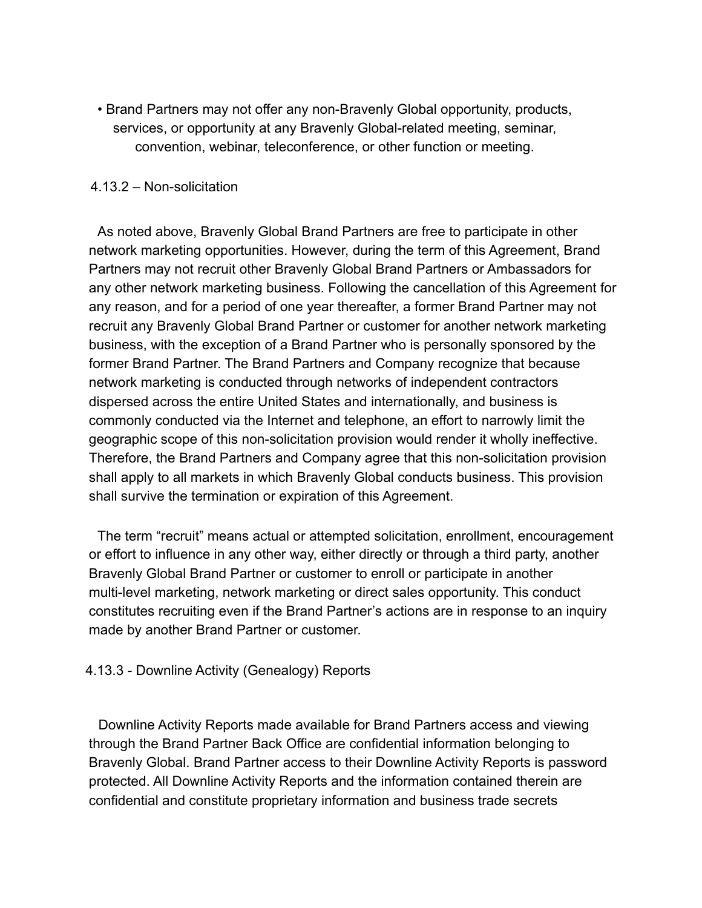- Brand Partners may not offer any non-Bravenly Global opportunity, products, services, or opportunity at any Bravenly Global-related meeting, seminar, convention, webinar, teleconference, or other function or meeting.

### 4.13.2 – Non-solicitation

As noted above, Bravenly Global Brand Partners are free to participate in other network marketing opportunities. However, during the term of this Agreement, Brand Partners may not recruit other Bravenly Global Brand Partners or Ambassadors for any other network marketing business. Following the cancellation of this Agreement for any reason, and for a period of one year thereafter, a former Brand Partner may not recruit any Bravenly Global Brand Partner or customer for another network marketing business, with the exception of a Brand Partner who is personally sponsored by the former Brand Partner. The Brand Partners and Company recognize that because network marketing is conducted through networks of independent contractors dispersed across the entire United States and internationally, and business is commonly conducted via the Internet and telephone, an effort to narrowly limit the geographic scope of this non-solicitation provision would render it wholly ineffective. Therefore, the Brand Partners and Company agree that this non-solicitation provision shall apply to all markets in which Bravenly Global conducts business. This provision shall survive the termination or expiration of this Agreement.

The term "recruit" means actual or attempted solicitation, enrollment, encouragement or effort to influence in any other way, either directly or through a third party, another Bravenly Global Brand Partner or customer to enroll or participate in another multi-level marketing, network marketing or direct sales opportunity. This conduct constitutes recruiting even if the Brand Partner's actions are in response to an inquiry made by another Brand Partner or customer.

### 4.13.3 - Downline Activity (Genealogy) Reports

Downline Activity Reports made available for Brand Partners access and viewing through the Brand Partner Back Office are confidential information belonging to Bravenly Global. Brand Partner access to their Downline Activity Reports is password protected. All Downline Activity Reports and the information contained therein are confidential and constitute proprietary information and business trade secrets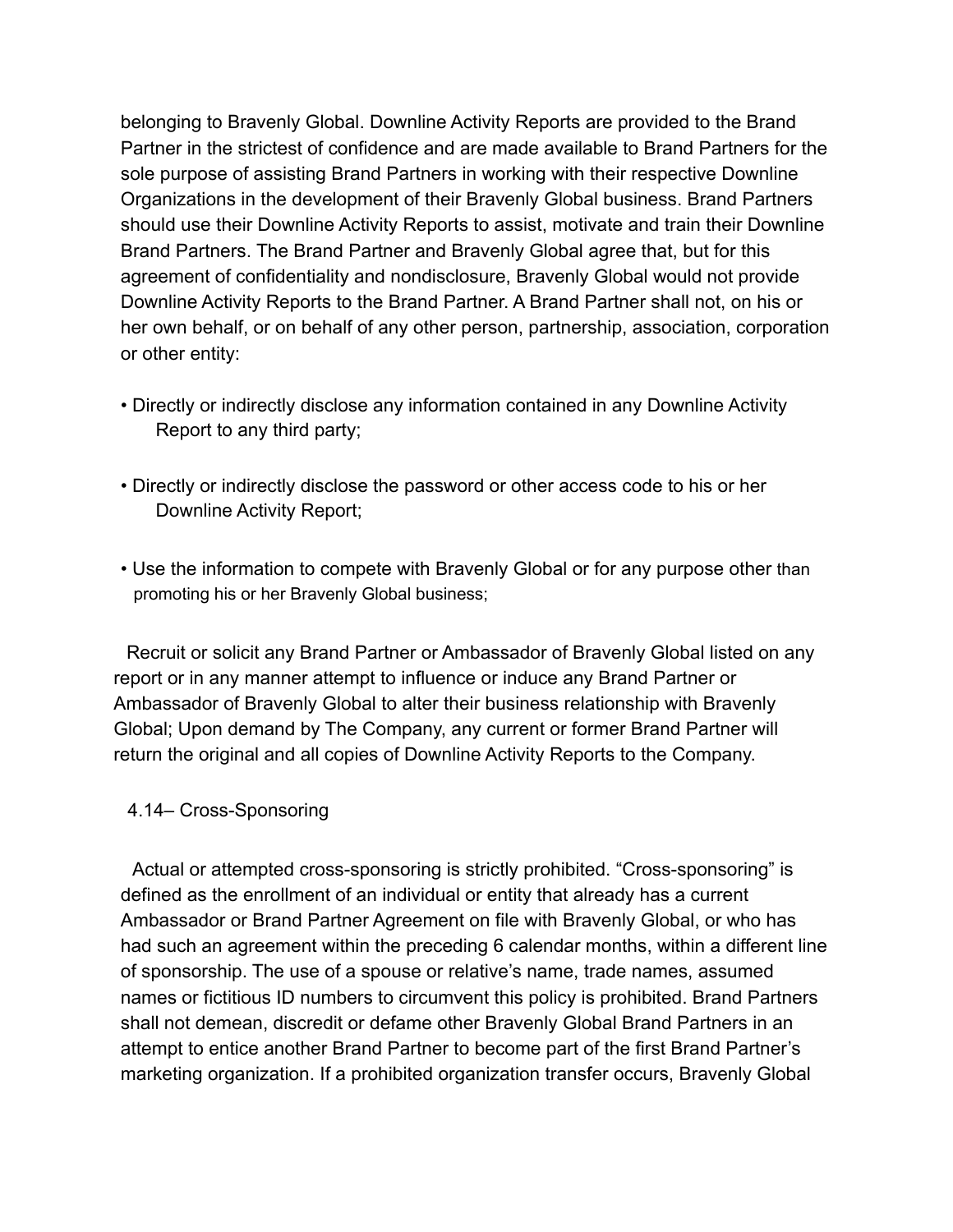belonging to Bravenly Global. Downline Activity Reports are provided to the Brand Partner in the strictest of confidence and are made available to Brand Partners for the sole purpose of assisting Brand Partners in working with their respective Downline Organizations in the development of their Bravenly Global business. Brand Partners should use their Downline Activity Reports to assist, motivate and train their Downline Brand Partners. The Brand Partner and Bravenly Global agree that, but for this agreement of confidentiality and nondisclosure, Bravenly Global would not provide Downline Activity Reports to the Brand Partner. A Brand Partner shall not, on his or her own behalf, or on behalf of any other person, partnership, association, corporation or other entity:

- Directly or indirectly disclose any information contained in any Downline Activity Report to any third party;
- Directly or indirectly disclose the password or other access code to his or her Downline Activity Report;
- Use the information to compete with Bravenly Global or for any purpose other than promoting his or her Bravenly Global business;

Recruit or solicit any Brand Partner or Ambassador of Bravenly Global listed on any report or in any manner attempt to influence or induce any Brand Partner or Ambassador of Bravenly Global to alter their business relationship with Bravenly Global; Upon demand by The Company, any current or former Brand Partner will return the original and all copies of Downline Activity Reports to the Company.

4.14– Cross-Sponsoring

Actual or attempted cross-sponsoring is strictly prohibited. "Cross-sponsoring" is defined as the enrollment of an individual or entity that already has a current Ambassador or Brand Partner Agreement on file with Bravenly Global, or who has had such an agreement within the preceding 6 calendar months, within a different line of sponsorship. The use of a spouse or relative's name, trade names, assumed names or fictitious ID numbers to circumvent this policy is prohibited. Brand Partners shall not demean, discredit or defame other Bravenly Global Brand Partners in an attempt to entice another Brand Partner to become part of the first Brand Partner's marketing organization. If a prohibited organization transfer occurs, Bravenly Global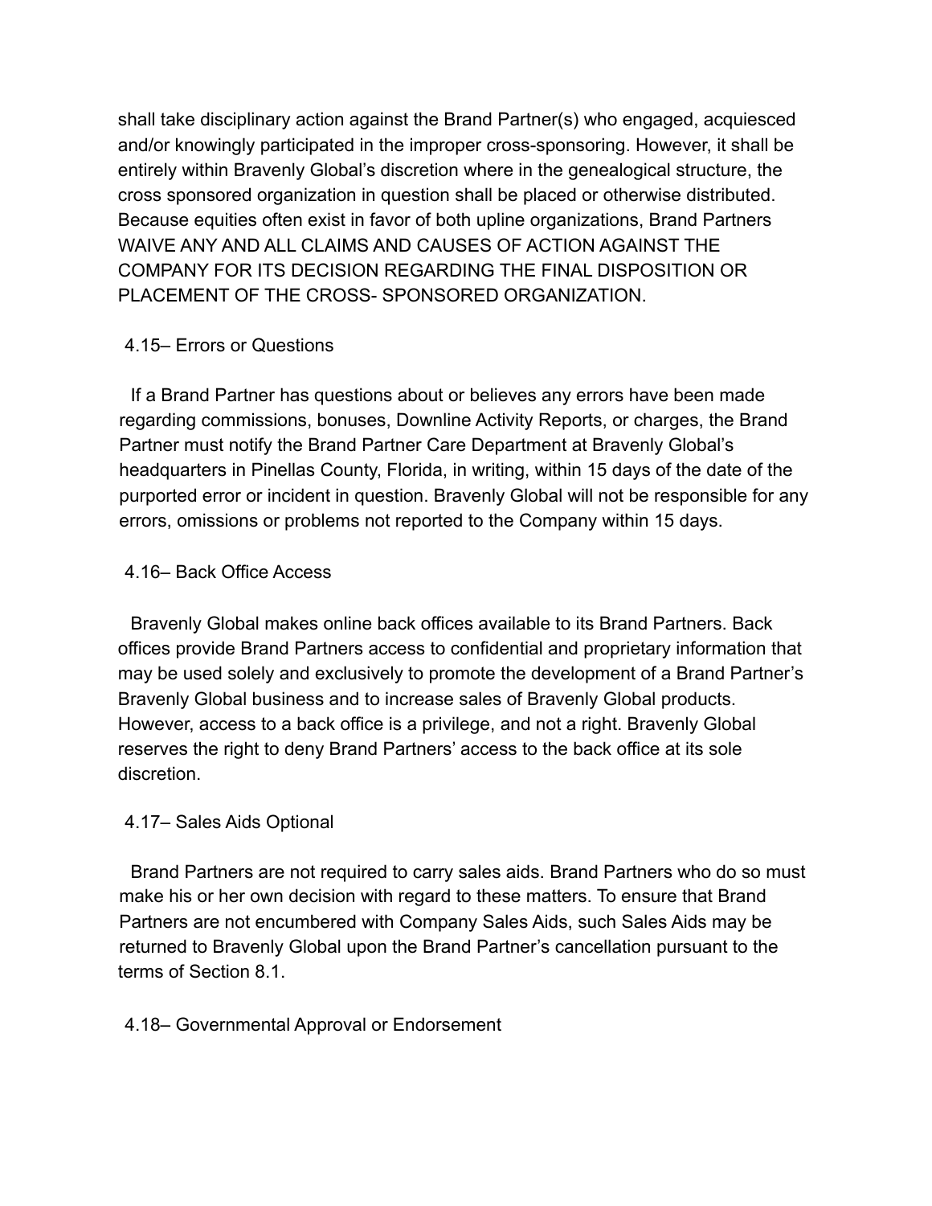shall take disciplinary action against the Brand Partner(s) who engaged, acquiesced and/or knowingly participated in the improper cross-sponsoring. However, it shall be entirely within Bravenly Global's discretion where in the genealogical structure, the cross sponsored organization in question shall be placed or otherwise distributed. Because equities often exist in favor of both upline organizations, Brand Partners WAIVE ANY AND ALL CLAIMS AND CAUSES OF ACTION AGAINST THE COMPANY FOR ITS DECISION REGARDING THE FINAL DISPOSITION OR PLACEMENT OF THE CROSS- SPONSORED ORGANIZATION.

### 4.15– Errors or Questions

If a Brand Partner has questions about or believes any errors have been made regarding commissions, bonuses, Downline Activity Reports, or charges, the Brand Partner must notify the Brand Partner Care Department at Bravenly Global's headquarters in Pinellas County, Florida, in writing, within 15 days of the date of the purported error or incident in question. Bravenly Global will not be responsible for any errors, omissions or problems not reported to the Company within 15 days.

### 4.16– Back Office Access

Bravenly Global makes online back offices available to its Brand Partners. Back offices provide Brand Partners access to confidential and proprietary information that may be used solely and exclusively to promote the development of a Brand Partner's Bravenly Global business and to increase sales of Bravenly Global products. However, access to a back office is a privilege, and not a right. Bravenly Global reserves the right to deny Brand Partners' access to the back office at its sole discretion.

### 4.17– Sales Aids Optional

Brand Partners are not required to carry sales aids. Brand Partners who do so must make his or her own decision with regard to these matters. To ensure that Brand Partners are not encumbered with Company Sales Aids, such Sales Aids may be returned to Bravenly Global upon the Brand Partner's cancellation pursuant to the terms of Section 8.1.

### 4.18– Governmental Approval or Endorsement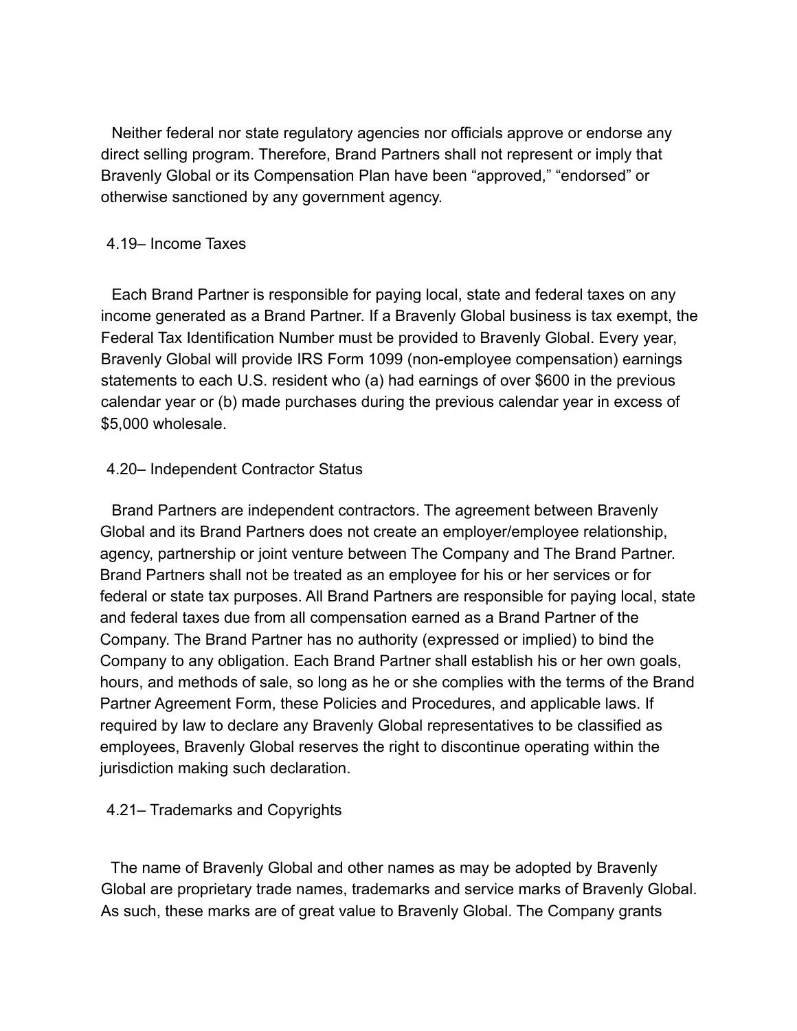Neither federal nor state regulatory agencies nor officials approve or endorse any direct selling program. Therefore, Brand Partners shall not represent or imply that Bravenly Global or its Compensation Plan have been “approved,” “endorsed” or otherwise sanctioned by any government agency.

### 4.19– Income Taxes

Each Brand Partner is responsible for paying local, state and federal taxes on any income generated as a Brand Partner. If a Bravenly Global business is tax exempt, the Federal Tax Identification Number must be provided to Bravenly Global. Every year, Bravenly Global will provide IRS Form 1099 (non-employee compensation) earnings statements to each U.S. resident who (a) had earnings of over $600 in the previous calendar year or (b) made purchases during the previous calendar year in excess of $5,000 wholesale.

### 4.20– Independent Contractor Status

Brand Partners are independent contractors. The agreement between Bravenly Global and its Brand Partners does not create an employer/employee relationship, agency, partnership or joint venture between The Company and The Brand Partner. Brand Partners shall not be treated as an employee for his or her services or for federal or state tax purposes. All Brand Partners are responsible for paying local, state and federal taxes due from all compensation earned as a Brand Partner of the Company. The Brand Partner has no authority (expressed or implied) to bind the Company to any obligation. Each Brand Partner shall establish his or her own goals, hours, and methods of sale, so long as he or she complies with the terms of the Brand Partner Agreement Form, these Policies and Procedures, and applicable laws. If required by law to declare any Bravenly Global representatives to be classified as employees, Bravenly Global reserves the right to discontinue operating within the jurisdiction making such declaration.

### 4.21– Trademarks and Copyrights

The name of Bravenly Global and other names as may be adopted by Bravenly Global are proprietary trade names, trademarks and service marks of Bravenly Global. As such, these marks are of great value to Bravenly Global. The Company grants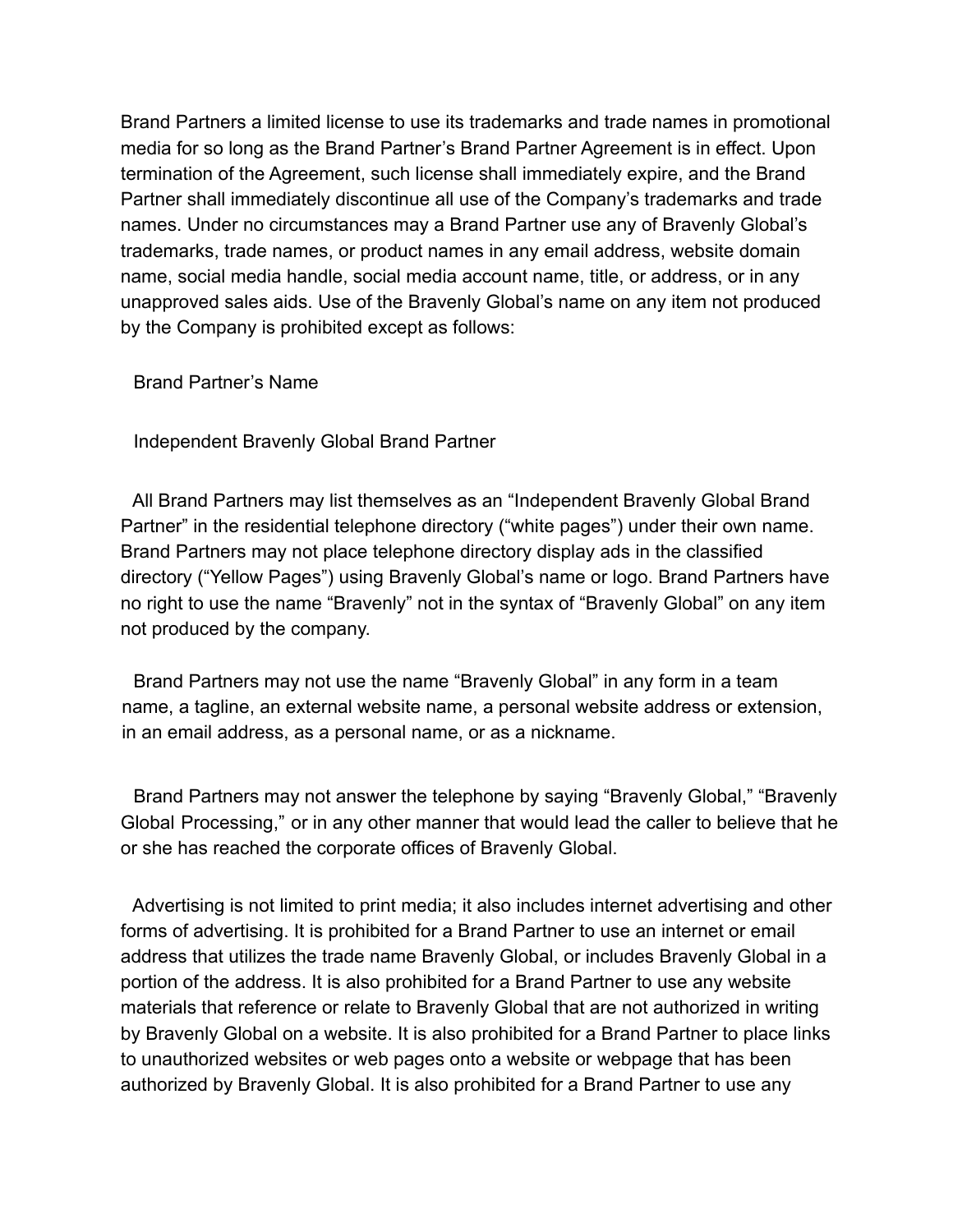Brand Partners a limited license to use its trademarks and trade names in promotional media for so long as the Brand Partner's Brand Partner Agreement is in effect. Upon termination of the Agreement, such license shall immediately expire, and the Brand Partner shall immediately discontinue all use of the Company's trademarks and trade names. Under no circumstances may a Brand Partner use any of Bravenly Global's trademarks, trade names, or product names in any email address, website domain name, social media handle, social media account name, title, or address, or in any unapproved sales aids. Use of the Bravenly Global's name on any item not produced by the Company is prohibited except as follows:

Brand Partner's Name

Independent Bravenly Global Brand Partner

All Brand Partners may list themselves as an "Independent Bravenly Global Brand Partner" in the residential telephone directory ("white pages") under their own name. Brand Partners may not place telephone directory display ads in the classified directory ("Yellow Pages") using Bravenly Global's name or logo. Brand Partners have no right to use the name "Bravenly" not in the syntax of "Bravenly Global" on any item not produced by the company.

Brand Partners may not use the name "Bravenly Global" in any form in a team name, a tagline, an external website name, a personal website address or extension, in an email address, as a personal name, or as a nickname.

Brand Partners may not answer the telephone by saying "Bravenly Global," "Bravenly Global Processing," or in any other manner that would lead the caller to believe that he or she has reached the corporate offices of Bravenly Global.

Advertising is not limited to print media; it also includes internet advertising and other forms of advertising. It is prohibited for a Brand Partner to use an internet or email address that utilizes the trade name Bravenly Global, or includes Bravenly Global in a portion of the address. It is also prohibited for a Brand Partner to use any website materials that reference or relate to Bravenly Global that are not authorized in writing by Bravenly Global on a website. It is also prohibited for a Brand Partner to place links to unauthorized websites or web pages onto a website or webpage that has been authorized by Bravenly Global. It is also prohibited for a Brand Partner to use any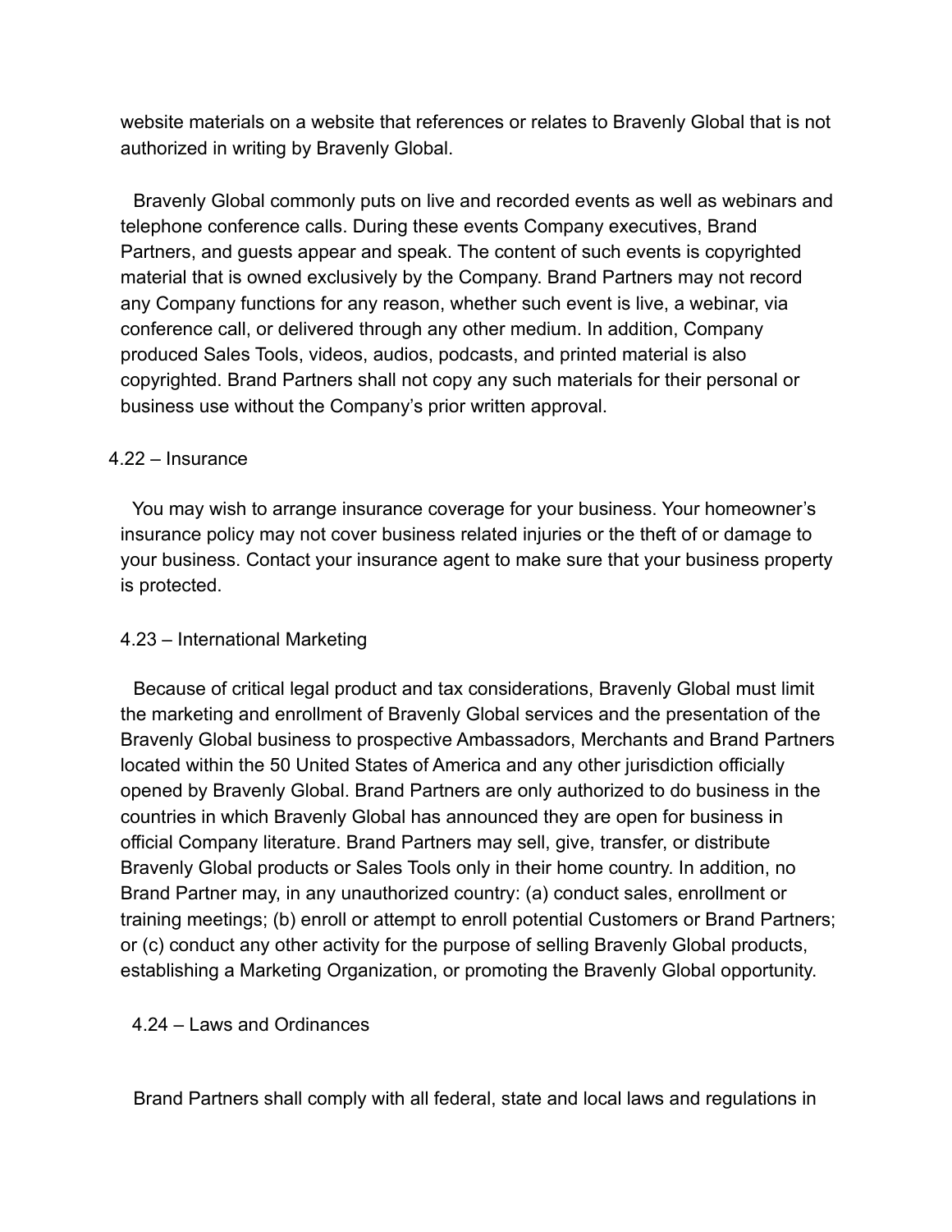website materials on a website that references or relates to Bravenly Global that is not authorized in writing by Bravenly Global.

Bravenly Global commonly puts on live and recorded events as well as webinars and telephone conference calls. During these events Company executives, Brand Partners, and guests appear and speak. The content of such events is copyrighted material that is owned exclusively by the Company. Brand Partners may not record any Company functions for any reason, whether such event is live, a webinar, via conference call, or delivered through any other medium. In addition, Company produced Sales Tools, videos, audios, podcasts, and printed material is also copyrighted. Brand Partners shall not copy any such materials for their personal or business use without the Company's prior written approval.

### 4.22 – Insurance

You may wish to arrange insurance coverage for your business. Your homeowner's insurance policy may not cover business related injuries or the theft of or damage to your business. Contact your insurance agent to make sure that your business property is protected.

### 4.23 – International Marketing

Because of critical legal product and tax considerations, Bravenly Global must limit the marketing and enrollment of Bravenly Global services and the presentation of the Bravenly Global business to prospective Ambassadors, Merchants and Brand Partners located within the 50 United States of America and any other jurisdiction officially opened by Bravenly Global. Brand Partners are only authorized to do business in the countries in which Bravenly Global has announced they are open for business in official Company literature. Brand Partners may sell, give, transfer, or distribute Bravenly Global products or Sales Tools only in their home country. In addition, no Brand Partner may, in any unauthorized country: (a) conduct sales, enrollment or training meetings; (b) enroll or attempt to enroll potential Customers or Brand Partners; or (c) conduct any other activity for the purpose of selling Bravenly Global products, establishing a Marketing Organization, or promoting the Bravenly Global opportunity.

### 4.24 – Laws and Ordinances

Brand Partners shall comply with all federal, state and local laws and regulations in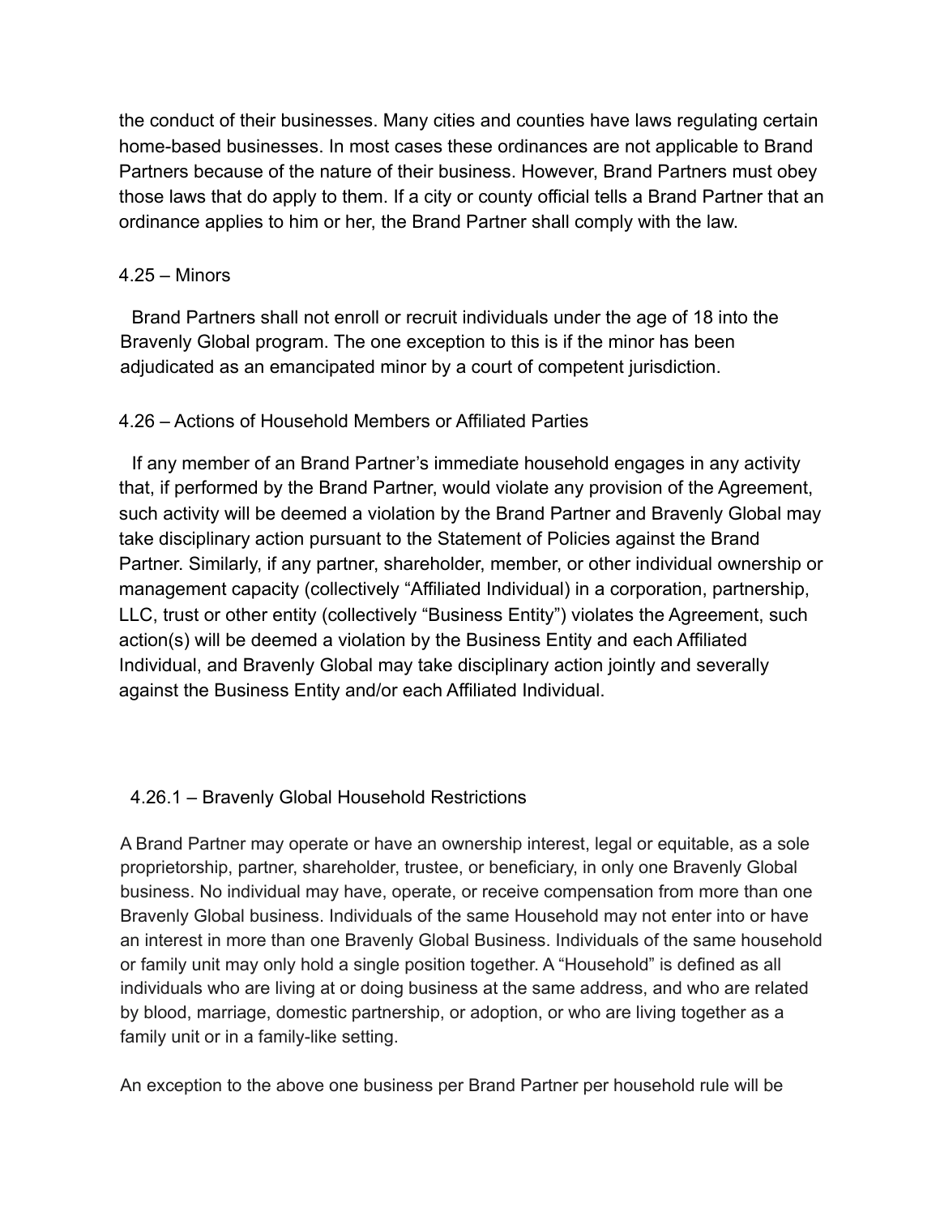the conduct of their businesses. Many cities and counties have laws regulating certain home-based businesses. In most cases these ordinances are not applicable to Brand Partners because of the nature of their business. However, Brand Partners must obey those laws that do apply to them. If a city or county official tells a Brand Partner that an ordinance applies to him or her, the Brand Partner shall comply with the law.

### 4.25 – Minors

Brand Partners shall not enroll or recruit individuals under the age of 18 into the Bravenly Global program. The one exception to this is if the minor has been adjudicated as an emancipated minor by a court of competent jurisdiction.

### 4.26 – Actions of Household Members or Affiliated Parties

If any member of an Brand Partner's immediate household engages in any activity that, if performed by the Brand Partner, would violate any provision of the Agreement, such activity will be deemed a violation by the Brand Partner and Bravenly Global may take disciplinary action pursuant to the Statement of Policies against the Brand Partner. Similarly, if any partner, shareholder, member, or other individual ownership or management capacity (collectively "Affiliated Individual) in a corporation, partnership, LLC, trust or other entity (collectively "Business Entity") violates the Agreement, such action(s) will be deemed a violation by the Business Entity and each Affiliated Individual, and Bravenly Global may take disciplinary action jointly and severally against the Business Entity and/or each Affiliated Individual.

#### 4.26.1 – Bravenly Global Household Restrictions

A Brand Partner may operate or have an ownership interest, legal or equitable, as a sole proprietorship, partner, shareholder, trustee, or beneficiary, in only one Bravenly Global business. No individual may have, operate, or receive compensation from more than one Bravenly Global business. Individuals of the same Household may not enter into or have an interest in more than one Bravenly Global Business. Individuals of the same household or family unit may only hold a single position together. A "Household" is defined as all individuals who are living at or doing business at the same address, and who are related by blood, marriage, domestic partnership, or adoption, or who are living together as a family unit or in a family-like setting.

An exception to the above one business per Brand Partner per household rule will be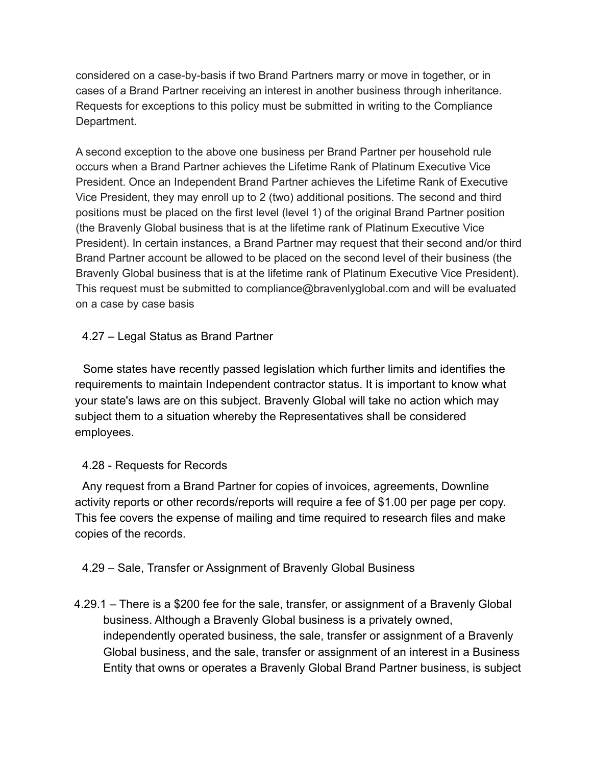considered on a case-by-basis if two Brand Partners marry or move in together, or in cases of a Brand Partner receiving an interest in another business through inheritance. Requests for exceptions to this policy must be submitted in writing to the Compliance Department.

A second exception to the above one business per Brand Partner per household rule occurs when a Brand Partner achieves the Lifetime Rank of Platinum Executive Vice President. Once an Independent Brand Partner achieves the Lifetime Rank of Executive Vice President, they may enroll up to 2 (two) additional positions. The second and third positions must be placed on the first level (level 1) of the original Brand Partner position (the Bravenly Global business that is at the lifetime rank of Platinum Executive Vice President). In certain instances, a Brand Partner may request that their second and/or third Brand Partner account be allowed to be placed on the second level of their business (the Bravenly Global business that is at the lifetime rank of Platinum Executive Vice President). This request must be submitted to compliance@bravenlyglobal.com and will be evaluated on a case by case basis

### 4.27 – Legal Status as Brand Partner

Some states have recently passed legislation which further limits and identifies the requirements to maintain Independent contractor status. It is important to know what your state's laws are on this subject. Bravenly Global will take no action which may subject them to a situation whereby the Representatives shall be considered employees.

### 4.28 - Requests for Records

Any request from a Brand Partner for copies of invoices, agreements, Downline activity reports or other records/reports will require a fee of $1.00 per page per copy. This fee covers the expense of mailing and time required to research files and make copies of the records.

### 4.29 – Sale, Transfer or Assignment of Bravenly Global Business

4.29.1 – There is a $200 fee for the sale, transfer, or assignment of a Bravenly Global business. Although a Bravenly Global business is a privately owned, independently operated business, the sale, transfer or assignment of a Bravenly Global business, and the sale, transfer or assignment of an interest in a Business Entity that owns or operates a Bravenly Global Brand Partner business, is subject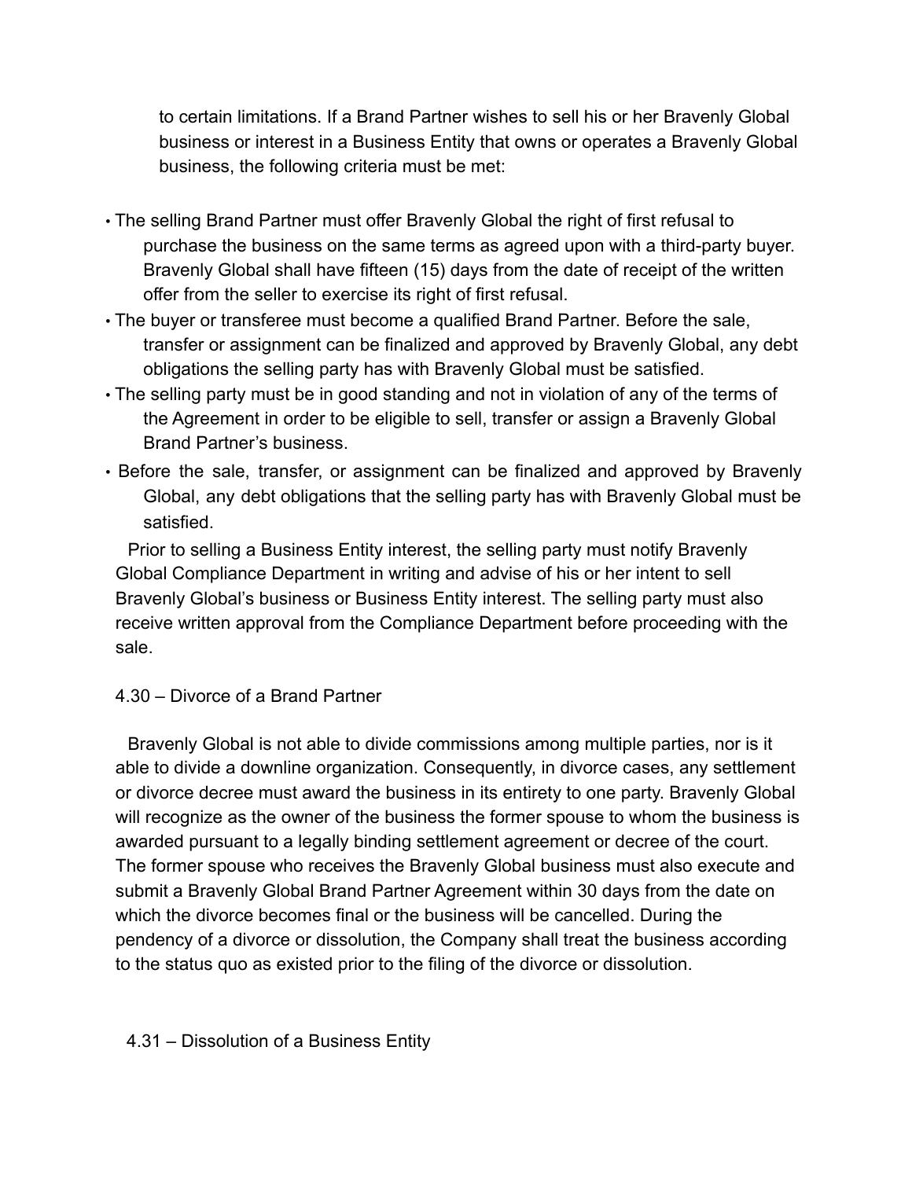to certain limitations. If a Brand Partner wishes to sell his or her Bravenly Global business or interest in a Business Entity that owns or operates a Bravenly Global business, the following criteria must be met:

- The selling Brand Partner must offer Bravenly Global the right of first refusal to purchase the business on the same terms as agreed upon with a third-party buyer. Bravenly Global shall have fifteen (15) days from the date of receipt of the written offer from the seller to exercise its right of first refusal.
- The buyer or transferee must become a qualified Brand Partner. Before the sale, transfer or assignment can be finalized and approved by Bravenly Global, any debt obligations the selling party has with Bravenly Global must be satisfied.
- The selling party must be in good standing and not in violation of any of the terms of the Agreement in order to be eligible to sell, transfer or assign a Bravenly Global Brand Partner's business.
- Before the sale, transfer, or assignment can be finalized and approved by Bravenly Global, any debt obligations that the selling party has with Bravenly Global must be satisfied.

Prior to selling a Business Entity interest, the selling party must notify Bravenly Global Compliance Department in writing and advise of his or her intent to sell Bravenly Global's business or Business Entity interest. The selling party must also receive written approval from the Compliance Department before proceeding with the sale.

4.30 – Divorce of a Brand Partner

Bravenly Global is not able to divide commissions among multiple parties, nor is it able to divide a downline organization. Consequently, in divorce cases, any settlement or divorce decree must award the business in its entirety to one party. Bravenly Global will recognize as the owner of the business the former spouse to whom the business is awarded pursuant to a legally binding settlement agreement or decree of the court. The former spouse who receives the Bravenly Global business must also execute and submit a Bravenly Global Brand Partner Agreement within 30 days from the date on which the divorce becomes final or the business will be cancelled. During the pendency of a divorce or dissolution, the Company shall treat the business according to the status quo as existed prior to the filing of the divorce or dissolution.

4.31 – Dissolution of a Business Entity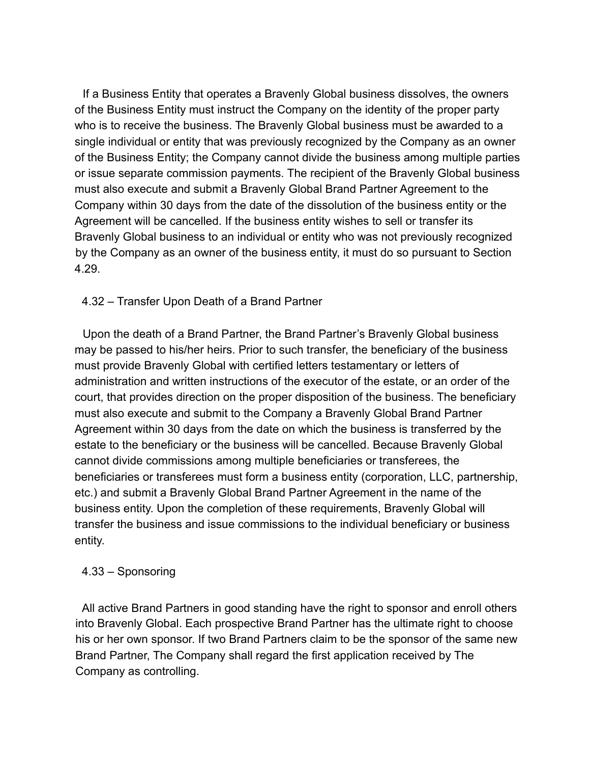If a Business Entity that operates a Bravenly Global business dissolves, the owners of the Business Entity must instruct the Company on the identity of the proper party who is to receive the business. The Bravenly Global business must be awarded to a single individual or entity that was previously recognized by the Company as an owner of the Business Entity; the Company cannot divide the business among multiple parties or issue separate commission payments. The recipient of the Bravenly Global business must also execute and submit a Bravenly Global Brand Partner Agreement to the Company within 30 days from the date of the dissolution of the business entity or the Agreement will be cancelled. If the business entity wishes to sell or transfer its Bravenly Global business to an individual or entity who was not previously recognized by the Company as an owner of the business entity, it must do so pursuant to Section 4.29.

### 4.32 – Transfer Upon Death of a Brand Partner

Upon the death of a Brand Partner, the Brand Partner's Bravenly Global business may be passed to his/her heirs. Prior to such transfer, the beneficiary of the business must provide Bravenly Global with certified letters testamentary or letters of administration and written instructions of the executor of the estate, or an order of the court, that provides direction on the proper disposition of the business. The beneficiary must also execute and submit to the Company a Bravenly Global Brand Partner Agreement within 30 days from the date on which the business is transferred by the estate to the beneficiary or the business will be cancelled. Because Bravenly Global cannot divide commissions among multiple beneficiaries or transferees, the beneficiaries or transferees must form a business entity (corporation, LLC, partnership, etc.) and submit a Bravenly Global Brand Partner Agreement in the name of the business entity. Upon the completion of these requirements, Bravenly Global will transfer the business and issue commissions to the individual beneficiary or business entity.

### 4.33 – Sponsoring

All active Brand Partners in good standing have the right to sponsor and enroll others into Bravenly Global. Each prospective Brand Partner has the ultimate right to choose his or her own sponsor. If two Brand Partners claim to be the sponsor of the same new Brand Partner, The Company shall regard the first application received by The Company as controlling.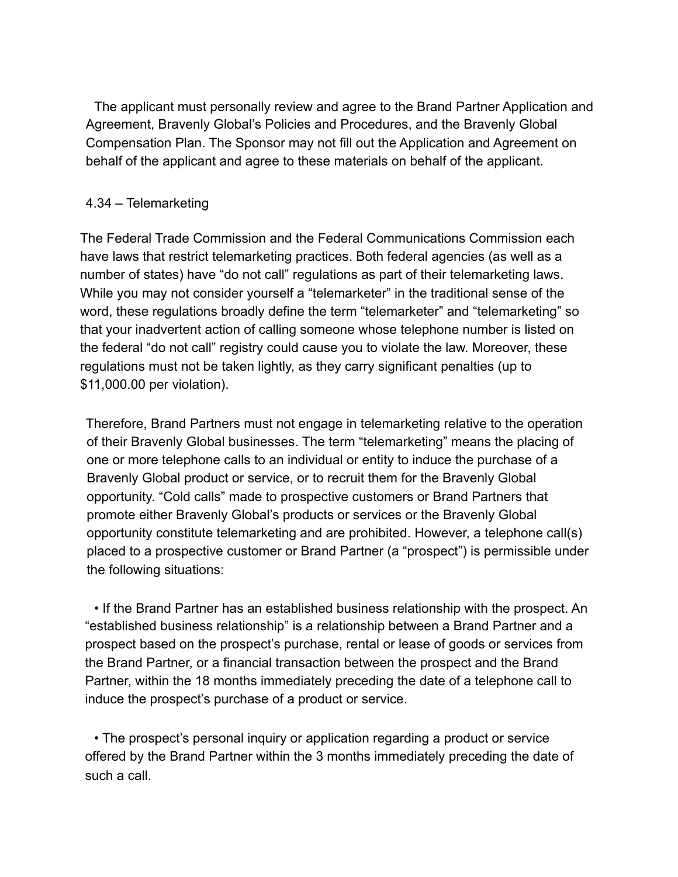The applicant must personally review and agree to the Brand Partner Application and Agreement, Bravenly Global's Policies and Procedures, and the Bravenly Global Compensation Plan. The Sponsor may not fill out the Application and Agreement on behalf of the applicant and agree to these materials on behalf of the applicant.

### 4.34 – Telemarketing

The Federal Trade Commission and the Federal Communications Commission each have laws that restrict telemarketing practices. Both federal agencies (as well as a number of states) have "do not call" regulations as part of their telemarketing laws. While you may not consider yourself a "telemarketer" in the traditional sense of the word, these regulations broadly define the term "telemarketer" and "telemarketing" so that your inadvertent action of calling someone whose telephone number is listed on the federal "do not call" registry could cause you to violate the law. Moreover, these regulations must not be taken lightly, as they carry significant penalties (up to $11,000.00 per violation).

Therefore, Brand Partners must not engage in telemarketing relative to the operation of their Bravenly Global businesses. The term "telemarketing" means the placing of one or more telephone calls to an individual or entity to induce the purchase of a Bravenly Global product or service, or to recruit them for the Bravenly Global opportunity. "Cold calls" made to prospective customers or Brand Partners that promote either Bravenly Global's products or services or the Bravenly Global opportunity constitute telemarketing and are prohibited. However, a telephone call(s) placed to a prospective customer or Brand Partner (a "prospect") is permissible under the following situations:

- If the Brand Partner has an established business relationship with the prospect. An "established business relationship" is a relationship between a Brand Partner and a prospect based on the prospect's purchase, rental or lease of goods or services from the Brand Partner, or a financial transaction between the prospect and the Brand Partner, within the 18 months immediately preceding the date of a telephone call to induce the prospect's purchase of a product or service.

- The prospect's personal inquiry or application regarding a product or service offered by the Brand Partner within the 3 months immediately preceding the date of such a call.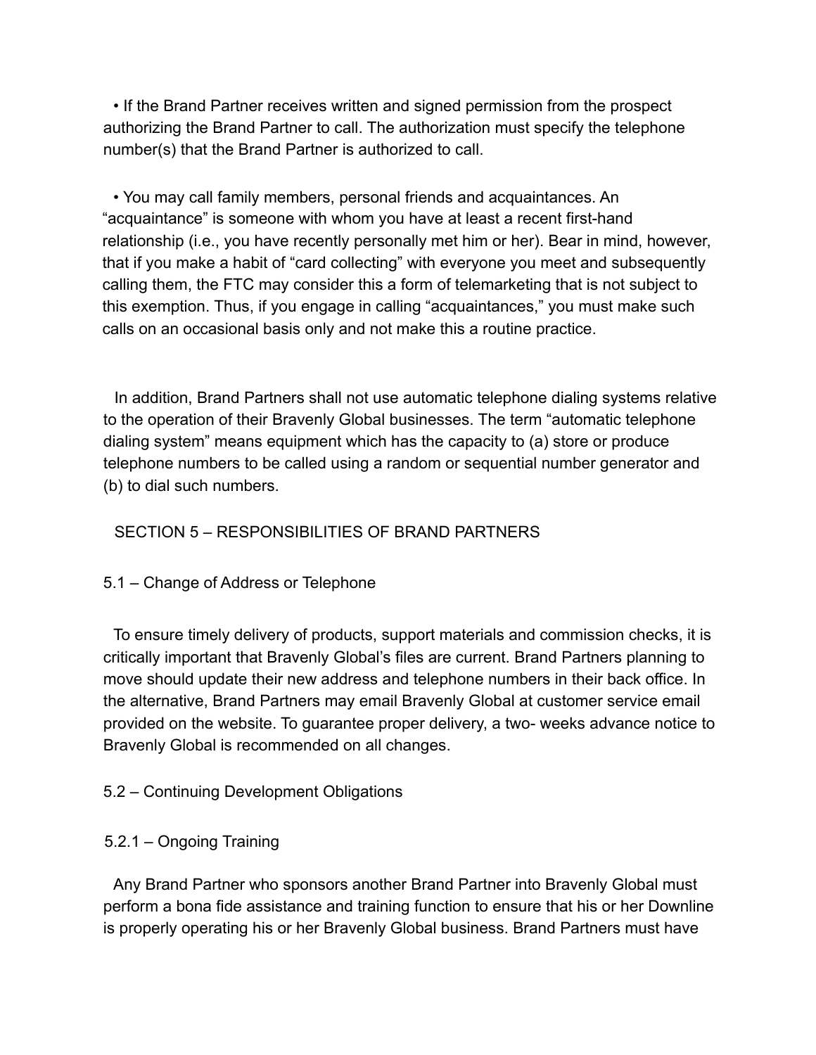- If the Brand Partner receives written and signed permission from the prospect authorizing the Brand Partner to call. The authorization must specify the telephone number(s) that the Brand Partner is authorized to call.

- You may call family members, personal friends and acquaintances. An "acquaintance" is someone with whom you have at least a recent first-hand relationship (i.e., you have recently personally met him or her). Bear in mind, however, that if you make a habit of "card collecting" with everyone you meet and subsequently calling them, the FTC may consider this a form of telemarketing that is not subject to this exemption. Thus, if you engage in calling "acquaintances," you must make such calls on an occasional basis only and not make this a routine practice.

In addition, Brand Partners shall not use automatic telephone dialing systems relative to the operation of their Bravenly Global businesses. The term "automatic telephone dialing system" means equipment which has the capacity to (a) store or produce telephone numbers to be called using a random or sequential number generator and (b) to dial such numbers.

## SECTION 5 – RESPONSIBILITIES OF BRAND PARTNERS

### 5.1 – Change of Address or Telephone

To ensure timely delivery of products, support materials and commission checks, it is critically important that Bravenly Global's files are current. Brand Partners planning to move should update their new address and telephone numbers in their back office. In the alternative, Brand Partners may email Bravenly Global at customer service email provided on the website. To guarantee proper delivery, a two- weeks advance notice to Bravenly Global is recommended on all changes.

### 5.2 – Continuing Development Obligations

#### 5.2.1 – Ongoing Training

Any Brand Partner who sponsors another Brand Partner into Bravenly Global must perform a bona fide assistance and training function to ensure that his or her Downline is properly operating his or her Bravenly Global business. Brand Partners must have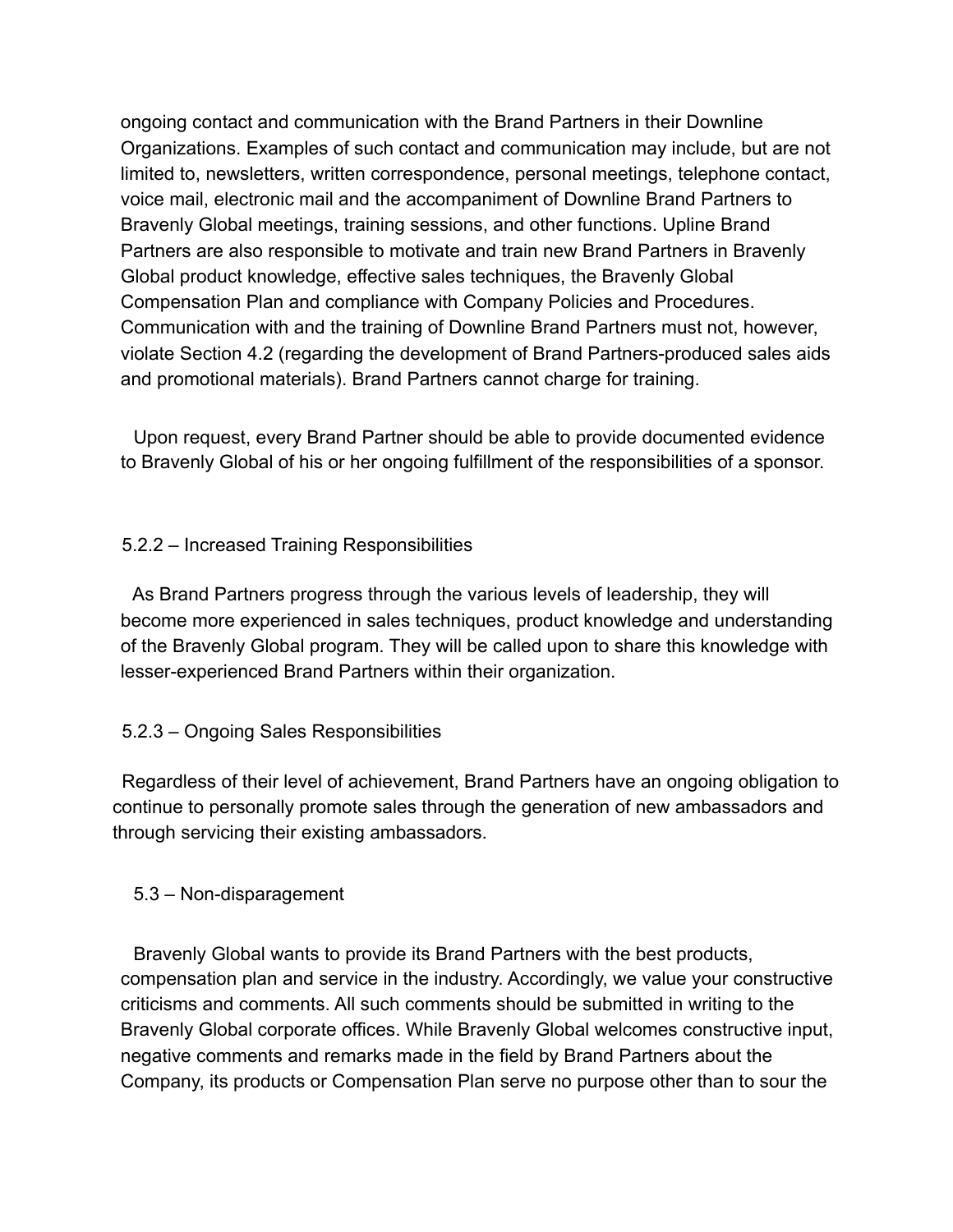ongoing contact and communication with the Brand Partners in their Downline Organizations. Examples of such contact and communication may include, but are not limited to, newsletters, written correspondence, personal meetings, telephone contact, voice mail, electronic mail and the accompaniment of Downline Brand Partners to Bravenly Global meetings, training sessions, and other functions. Upline Brand Partners are also responsible to motivate and train new Brand Partners in Bravenly Global product knowledge, effective sales techniques, the Bravenly Global Compensation Plan and compliance with Company Policies and Procedures. Communication with and the training of Downline Brand Partners must not, however, violate Section 4.2 (regarding the development of Brand Partners-produced sales aids and promotional materials). Brand Partners cannot charge for training.

Upon request, every Brand Partner should be able to provide documented evidence to Bravenly Global of his or her ongoing fulfillment of the responsibilities of a sponsor.

### 5.2.2 – Increased Training Responsibilities

As Brand Partners progress through the various levels of leadership, they will become more experienced in sales techniques, product knowledge and understanding of the Bravenly Global program. They will be called upon to share this knowledge with lesser-experienced Brand Partners within their organization.

### 5.2.3 – Ongoing Sales Responsibilities

Regardless of their level of achievement, Brand Partners have an ongoing obligation to continue to personally promote sales through the generation of new ambassadors and through servicing their existing ambassadors.

## 5.3 – Non-disparagement

Bravenly Global wants to provide its Brand Partners with the best products, compensation plan and service in the industry. Accordingly, we value your constructive criticisms and comments. All such comments should be submitted in writing to the Bravenly Global corporate offices. While Bravenly Global welcomes constructive input, negative comments and remarks made in the field by Brand Partners about the Company, its products or Compensation Plan serve no purpose other than to sour the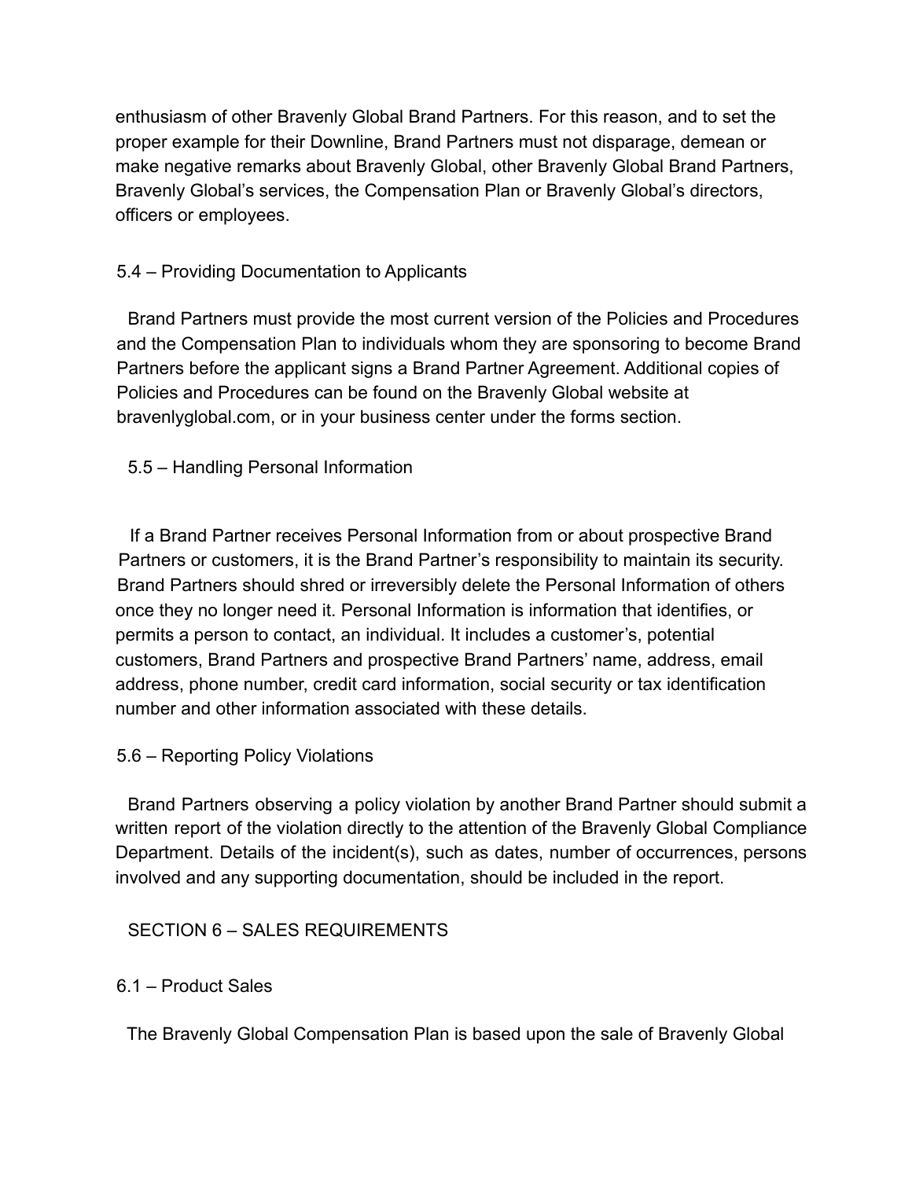enthusiasm of other Bravenly Global Brand Partners. For this reason, and to set the proper example for their Downline, Brand Partners must not disparage, demean or make negative remarks about Bravenly Global, other Bravenly Global Brand Partners, Bravenly Global's services, the Compensation Plan or Bravenly Global's directors, officers or employees.

### 5.4 – Providing Documentation to Applicants

Brand Partners must provide the most current version of the Policies and Procedures and the Compensation Plan to individuals whom they are sponsoring to become Brand Partners before the applicant signs a Brand Partner Agreement. Additional copies of Policies and Procedures can be found on the Bravenly Global website at bravenlyglobal.com, or in your business center under the forms section.

### 5.5 – Handling Personal Information

If a Brand Partner receives Personal Information from or about prospective Brand Partners or customers, it is the Brand Partner's responsibility to maintain its security. Brand Partners should shred or irreversibly delete the Personal Information of others once they no longer need it. Personal Information is information that identifies, or permits a person to contact, an individual. It includes a customer's, potential customers, Brand Partners and prospective Brand Partners' name, address, email address, phone number, credit card information, social security or tax identification number and other information associated with these details.

### 5.6 – Reporting Policy Violations

Brand Partners observing a policy violation by another Brand Partner should submit a written report of the violation directly to the attention of the Bravenly Global Compliance Department. Details of the incident(s), such as dates, number of occurrences, persons involved and any supporting documentation, should be included in the report.

## SECTION 6 – SALES REQUIREMENTS

### 6.1 – Product Sales

The Bravenly Global Compensation Plan is based upon the sale of Bravenly Global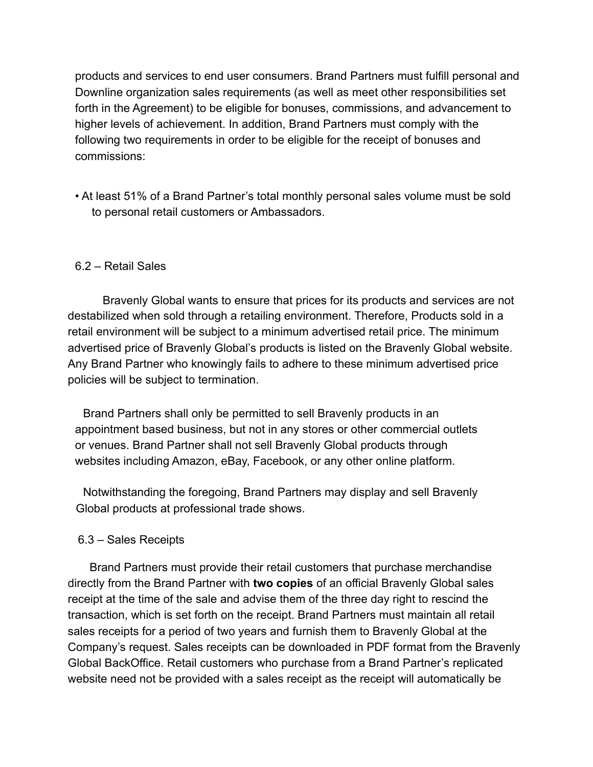products and services to end user consumers. Brand Partners must fulfill personal and Downline organization sales requirements (as well as meet other responsibilities set forth in the Agreement) to be eligible for bonuses, commissions, and advancement to higher levels of achievement. In addition, Brand Partners must comply with the following two requirements in order to be eligible for the receipt of bonuses and commissions:

- At least 51% of a Brand Partner's total monthly personal sales volume must be sold to personal retail customers or Ambassadors.

### 6.2 – Retail Sales

Bravenly Global wants to ensure that prices for its products and services are not destabilized when sold through a retailing environment. Therefore, Products sold in a retail environment will be subject to a minimum advertised retail price. The minimum advertised price of Bravenly Global's products is listed on the Bravenly Global website. Any Brand Partner who knowingly fails to adhere to these minimum advertised price policies will be subject to termination.

Brand Partners shall only be permitted to sell Bravenly products in an appointment based business, but not in any stores or other commercial outlets or venues. Brand Partner shall not sell Bravenly Global products through websites including Amazon, eBay, Facebook, or any other online platform.

Notwithstanding the foregoing, Brand Partners may display and sell Bravenly Global products at professional trade shows.

### 6.3 – Sales Receipts

Brand Partners must provide their retail customers that purchase merchandise directly from the Brand Partner with **two copies** of an official Bravenly Global sales receipt at the time of the sale and advise them of the three day right to rescind the transaction, which is set forth on the receipt. Brand Partners must maintain all retail sales receipts for a period of two years and furnish them to Bravenly Global at the Company's request. Sales receipts can be downloaded in PDF format from the Bravenly Global BackOffice. Retail customers who purchase from a Brand Partner's replicated website need not be provided with a sales receipt as the receipt will automatically be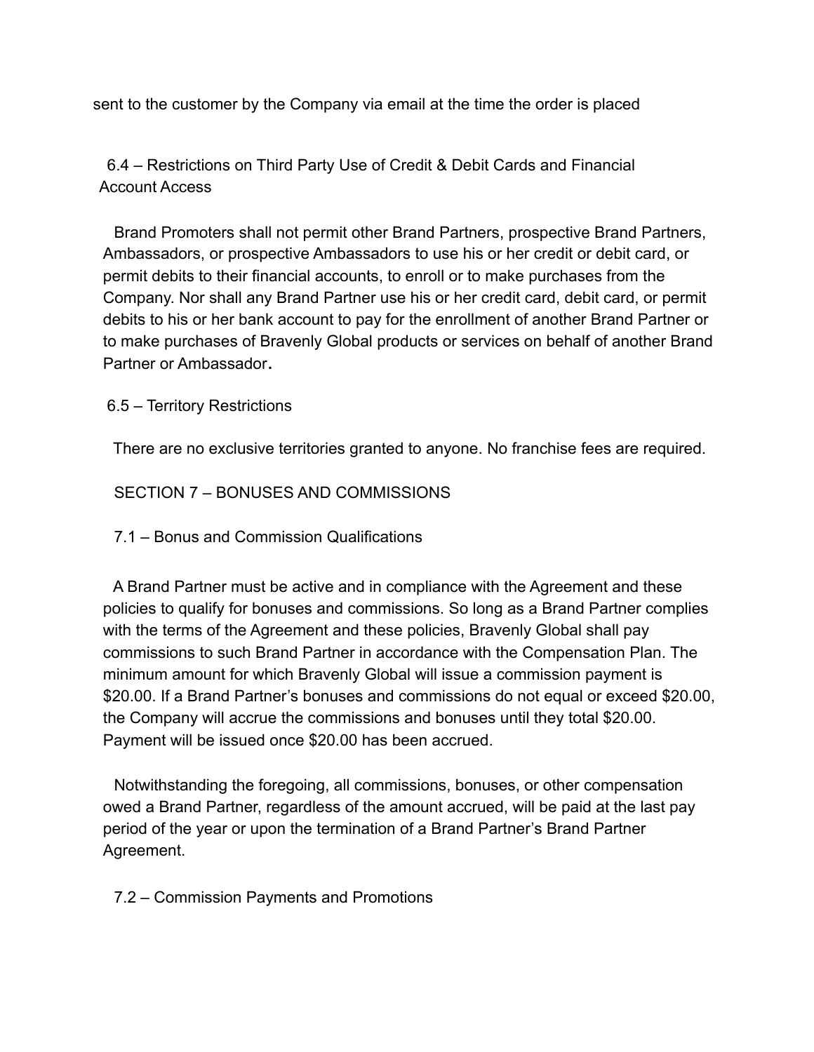sent to the customer by the Company via email at the time the order is placed

### 6.4 – Restrictions on Third Party Use of Credit & Debit Cards and Financial Account Access

Brand Promoters shall not permit other Brand Partners, prospective Brand Partners, Ambassadors, or prospective Ambassadors to use his or her credit or debit card, or permit debits to their financial accounts, to enroll or to make purchases from the Company. Nor shall any Brand Partner use his or her credit card, debit card, or permit debits to his or her bank account to pay for the enrollment of another Brand Partner or to make purchases of Bravenly Global products or services on behalf of another Brand Partner or Ambassador**.**

### 6.5 – Territory Restrictions

There are no exclusive territories granted to anyone. No franchise fees are required.

## SECTION 7 – BONUSES AND COMMISSIONS

### 7.1 – Bonus and Commission Qualifications

A Brand Partner must be active and in compliance with the Agreement and these policies to qualify for bonuses and commissions. So long as a Brand Partner complies with the terms of the Agreement and these policies, Bravenly Global shall pay commissions to such Brand Partner in accordance with the Compensation Plan. The minimum amount for which Bravenly Global will issue a commission payment is $20.00. If a Brand Partner's bonuses and commissions do not equal or exceed $20.00, the Company will accrue the commissions and bonuses until they total $20.00. Payment will be issued once $20.00 has been accrued.

Notwithstanding the foregoing, all commissions, bonuses, or other compensation owed a Brand Partner, regardless of the amount accrued, will be paid at the last pay period of the year or upon the termination of a Brand Partner's Brand Partner Agreement.

### 7.2 – Commission Payments and Promotions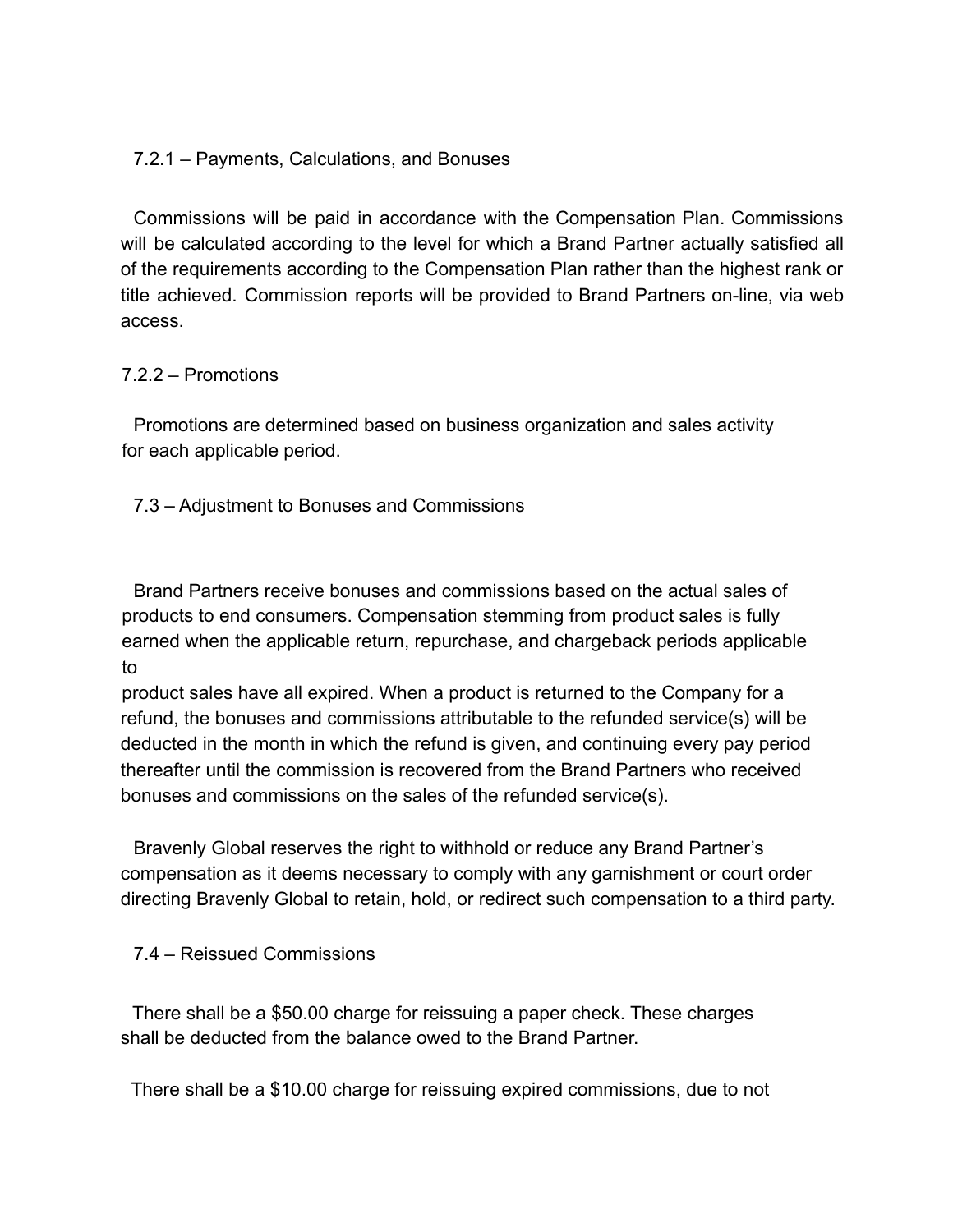### 7.2.1 – Payments, Calculations, and Bonuses

Commissions will be paid in accordance with the Compensation Plan. Commissions will be calculated according to the level for which a Brand Partner actually satisfied all of the requirements according to the Compensation Plan rather than the highest rank or title achieved. Commission reports will be provided to Brand Partners on-line, via web access.

### 7.2.2 – Promotions

Promotions are determined based on business organization and sales activity for each applicable period.

## 7.3 – Adjustment to Bonuses and Commissions

Brand Partners receive bonuses and commissions based on the actual sales of products to end consumers. Compensation stemming from product sales is fully earned when the applicable return, repurchase, and chargeback periods applicable to product sales have all expired. When a product is returned to the Company for a refund, the bonuses and commissions attributable to the refunded service(s) will be deducted in the month in which the refund is given, and continuing every pay period thereafter until the commission is recovered from the Brand Partners who received bonuses and commissions on the sales of the refunded service(s).

Bravenly Global reserves the right to withhold or reduce any Brand Partner's compensation as it deems necessary to comply with any garnishment or court order directing Bravenly Global to retain, hold, or redirect such compensation to a third party.

## 7.4 – Reissued Commissions

There shall be a $50.00 charge for reissuing a paper check. These charges shall be deducted from the balance owed to the Brand Partner.

There shall be a $10.00 charge for reissuing expired commissions, due to not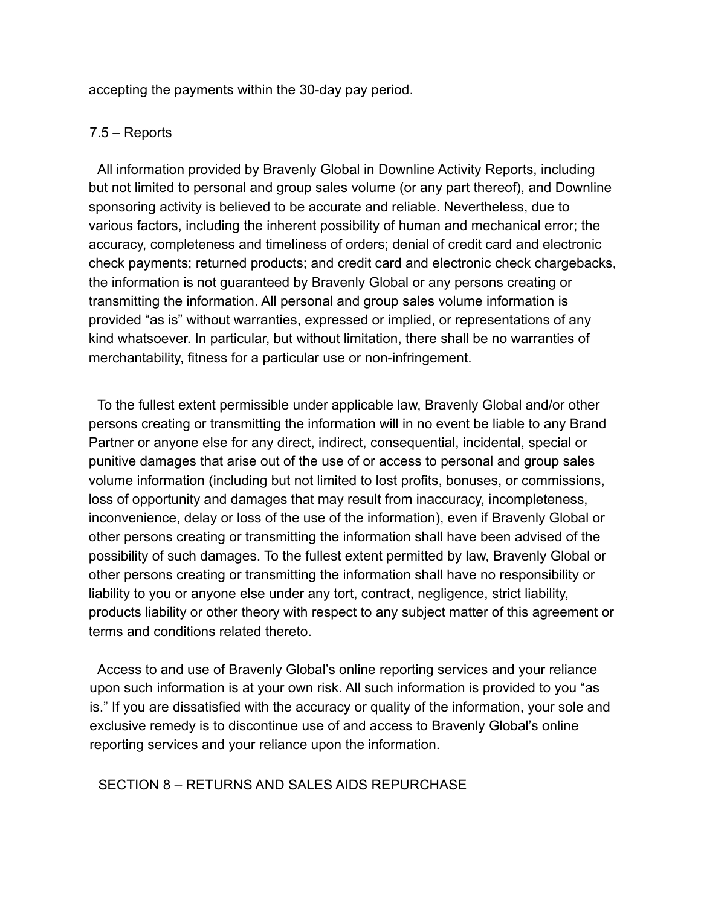accepting the payments within the 30-day pay period.

### 7.5 – Reports

All information provided by Bravenly Global in Downline Activity Reports, including but not limited to personal and group sales volume (or any part thereof), and Downline sponsoring activity is believed to be accurate and reliable. Nevertheless, due to various factors, including the inherent possibility of human and mechanical error; the accuracy, completeness and timeliness of orders; denial of credit card and electronic check payments; returned products; and credit card and electronic check chargebacks, the information is not guaranteed by Bravenly Global or any persons creating or transmitting the information. All personal and group sales volume information is provided "as is" without warranties, expressed or implied, or representations of any kind whatsoever. In particular, but without limitation, there shall be no warranties of merchantability, fitness for a particular use or non-infringement.

To the fullest extent permissible under applicable law, Bravenly Global and/or other persons creating or transmitting the information will in no event be liable to any Brand Partner or anyone else for any direct, indirect, consequential, incidental, special or punitive damages that arise out of the use of or access to personal and group sales volume information (including but not limited to lost profits, bonuses, or commissions, loss of opportunity and damages that may result from inaccuracy, incompleteness, inconvenience, delay or loss of the use of the information), even if Bravenly Global or other persons creating or transmitting the information shall have been advised of the possibility of such damages. To the fullest extent permitted by law, Bravenly Global or other persons creating or transmitting the information shall have no responsibility or liability to you or anyone else under any tort, contract, negligence, strict liability, products liability or other theory with respect to any subject matter of this agreement or terms and conditions related thereto.

Access to and use of Bravenly Global's online reporting services and your reliance upon such information is at your own risk. All such information is provided to you "as is." If you are dissatisfied with the accuracy or quality of the information, your sole and exclusive remedy is to discontinue use of and access to Bravenly Global's online reporting services and your reliance upon the information.

## SECTION 8 – RETURNS AND SALES AIDS REPURCHASE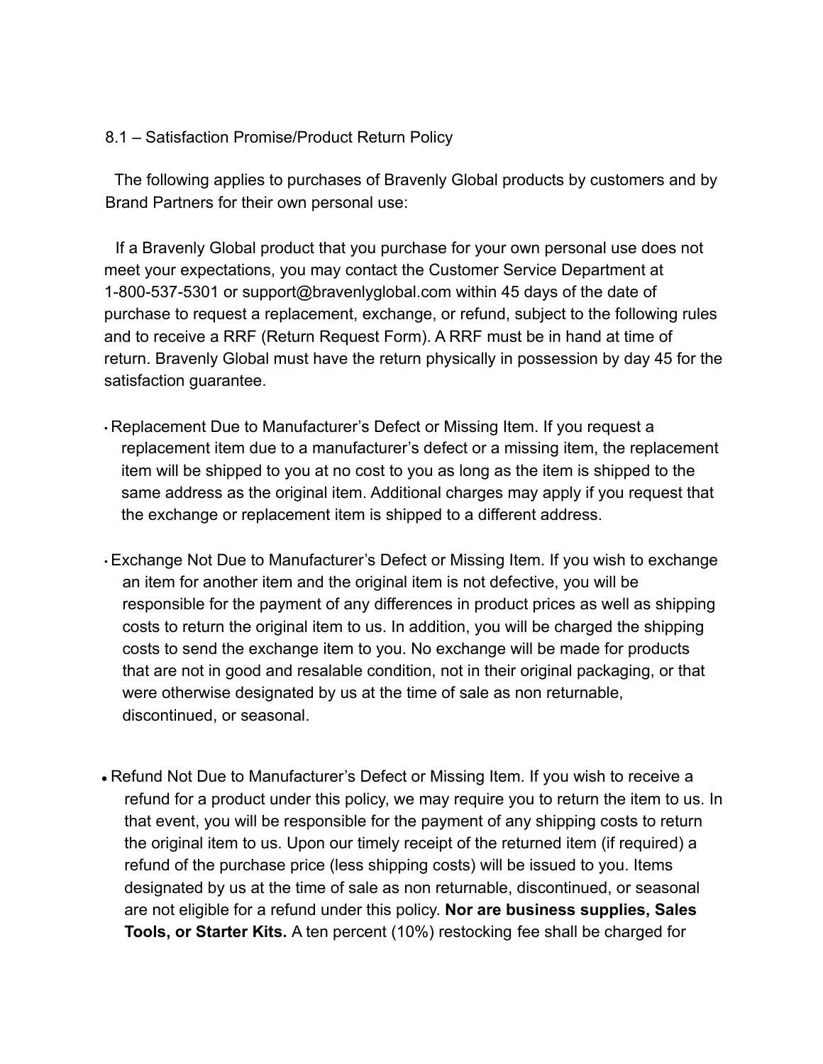8.1 – Satisfaction Promise/Product Return Policy

The following applies to purchases of Bravenly Global products by customers and by Brand Partners for their own personal use:

If a Bravenly Global product that you purchase for your own personal use does not meet your expectations, you may contact the Customer Service Department at 1-800-537-5301 or support@bravenlyglobal.com within 45 days of the date of purchase to request a replacement, exchange, or refund, subject to the following rules and to receive a RRF (Return Request Form). A RRF must be in hand at time of return. Bravenly Global must have the return physically in possession by day 45 for the satisfaction guarantee.

- Replacement Due to Manufacturer's Defect or Missing Item. If you request a replacement item due to a manufacturer's defect or a missing item, the replacement item will be shipped to you at no cost to you as long as the item is shipped to the same address as the original item. Additional charges may apply if you request that the exchange or replacement item is shipped to a different address.

- Exchange Not Due to Manufacturer's Defect or Missing Item. If you wish to exchange an item for another item and the original item is not defective, you will be responsible for the payment of any differences in product prices as well as shipping costs to return the original item to us. In addition, you will be charged the shipping costs to send the exchange item to you. No exchange will be made for products that are not in good and resalable condition, not in their original packaging, or that were otherwise designated by us at the time of sale as non returnable, discontinued, or seasonal.

- Refund Not Due to Manufacturer's Defect or Missing Item. If you wish to receive a refund for a product under this policy, we may require you to return the item to us. In that event, you will be responsible for the payment of any shipping costs to return the original item to us. Upon our timely receipt of the returned item (if required) a refund of the purchase price (less shipping costs) will be issued to you. Items designated by us at the time of sale as non returnable, discontinued, or seasonal are not eligible for a refund under this policy. **Nor are business supplies, Sales Tools, or Starter Kits.** A ten percent (10%) restocking fee shall be charged for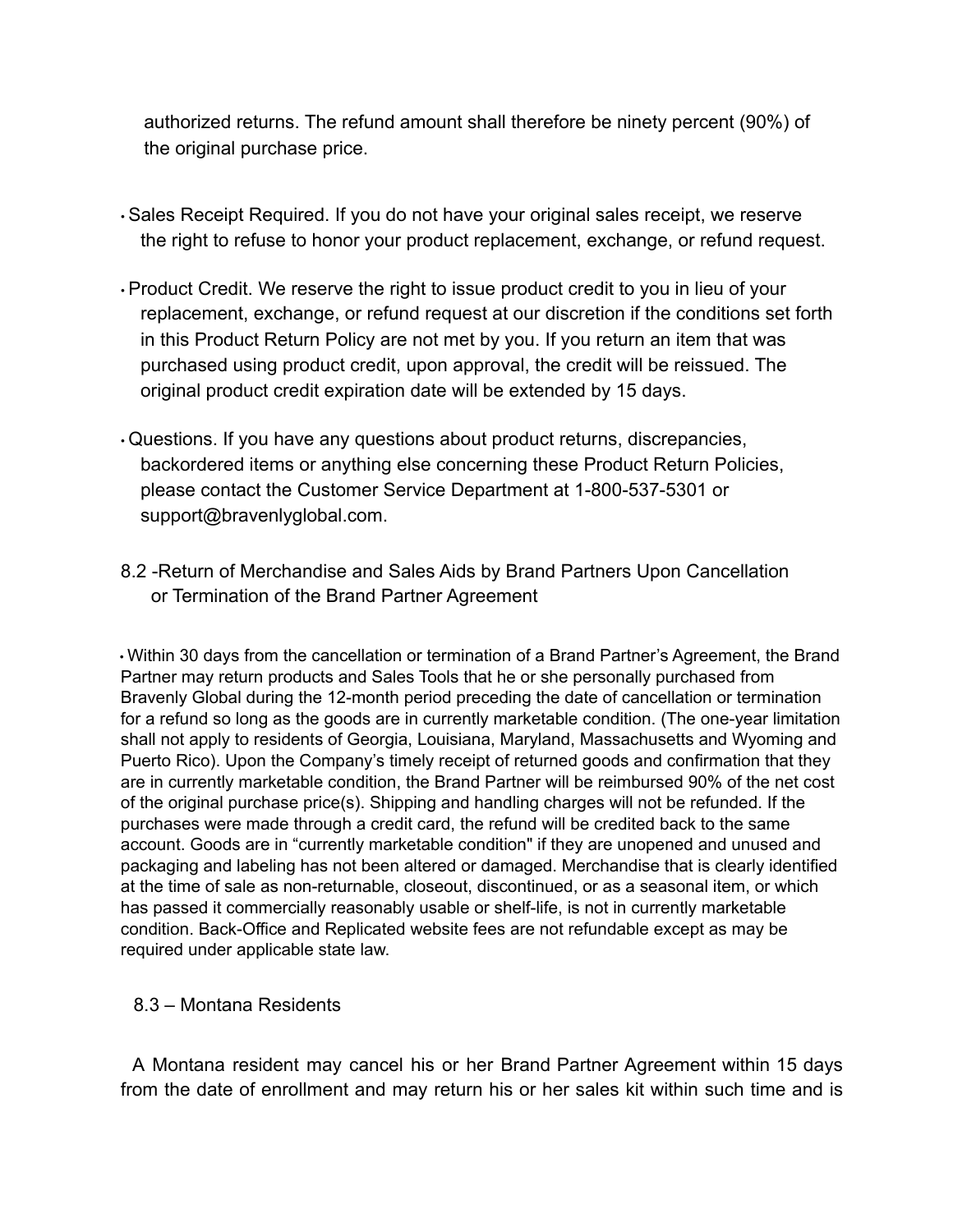authorized returns. The refund amount shall therefore be ninety percent (90%) of the original purchase price.

- Sales Receipt Required. If you do not have your original sales receipt, we reserve the right to refuse to honor your product replacement, exchange, or refund request.

- Product Credit. We reserve the right to issue product credit to you in lieu of your replacement, exchange, or refund request at our discretion if the conditions set forth in this Product Return Policy are not met by you. If you return an item that was purchased using product credit, upon approval, the credit will be reissued. The original product credit expiration date will be extended by 15 days.

- Questions. If you have any questions about product returns, discrepancies, backordered items or anything else concerning these Product Return Policies, please contact the Customer Service Department at 1-800-537-5301 or support@bravenlyglobal.com.

## 8.2 -Return of Merchandise and Sales Aids by Brand Partners Upon Cancellation or Termination of the Brand Partner Agreement

- Within 30 days from the cancellation or termination of a Brand Partner's Agreement, the Brand Partner may return products and Sales Tools that he or she personally purchased from Bravenly Global during the 12-month period preceding the date of cancellation or termination for a refund so long as the goods are in currently marketable condition. (The one-year limitation shall not apply to residents of Georgia, Louisiana, Maryland, Massachusetts and Wyoming and Puerto Rico). Upon the Company's timely receipt of returned goods and confirmation that they are in currently marketable condition, the Brand Partner will be reimbursed 90% of the net cost of the original purchase price(s). Shipping and handling charges will not be refunded. If the purchases were made through a credit card, the refund will be credited back to the same account. Goods are in "currently marketable condition" if they are unopened and unused and packaging and labeling has not been altered or damaged. Merchandise that is clearly identified at the time of sale as non-returnable, closeout, discontinued, or as a seasonal item, or which has passed it commercially reasonably usable or shelf-life, is not in currently marketable condition. Back-Office and Replicated website fees are not refundable except as may be required under applicable state law.

## 8.3 – Montana Residents

A Montana resident may cancel his or her Brand Partner Agreement within 15 days from the date of enrollment and may return his or her sales kit within such time and is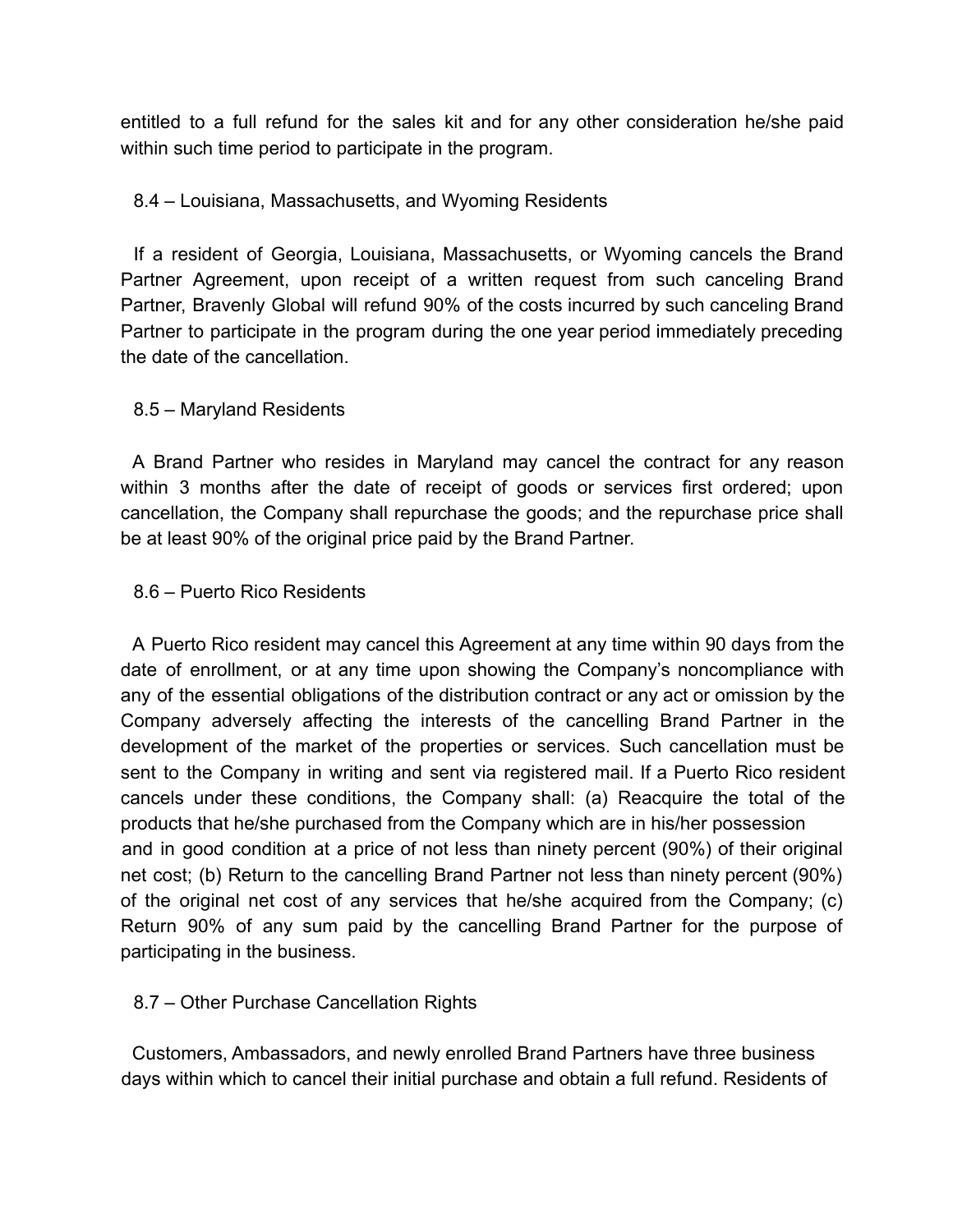entitled to a full refund for the sales kit and for any other consideration he/she paid within such time period to participate in the program.

### 8.4 – Louisiana, Massachusetts, and Wyoming Residents

If a resident of Georgia, Louisiana, Massachusetts, or Wyoming cancels the Brand Partner Agreement, upon receipt of a written request from such canceling Brand Partner, Bravenly Global will refund 90% of the costs incurred by such canceling Brand Partner to participate in the program during the one year period immediately preceding the date of the cancellation.

### 8.5 – Maryland Residents

A Brand Partner who resides in Maryland may cancel the contract for any reason within 3 months after the date of receipt of goods or services first ordered; upon cancellation, the Company shall repurchase the goods; and the repurchase price shall be at least 90% of the original price paid by the Brand Partner.

### 8.6 – Puerto Rico Residents

A Puerto Rico resident may cancel this Agreement at any time within 90 days from the date of enrollment, or at any time upon showing the Company's noncompliance with any of the essential obligations of the distribution contract or any act or omission by the Company adversely affecting the interests of the cancelling Brand Partner in the development of the market of the properties or services. Such cancellation must be sent to the Company in writing and sent via registered mail. If a Puerto Rico resident cancels under these conditions, the Company shall: (a) Reacquire the total of the products that he/she purchased from the Company which are in his/her possession and in good condition at a price of not less than ninety percent (90%) of their original net cost; (b) Return to the cancelling Brand Partner not less than ninety percent (90%) of the original net cost of any services that he/she acquired from the Company; (c) Return 90% of any sum paid by the cancelling Brand Partner for the purpose of participating in the business.

### 8.7 – Other Purchase Cancellation Rights

Customers, Ambassadors, and newly enrolled Brand Partners have three business days within which to cancel their initial purchase and obtain a full refund. Residents of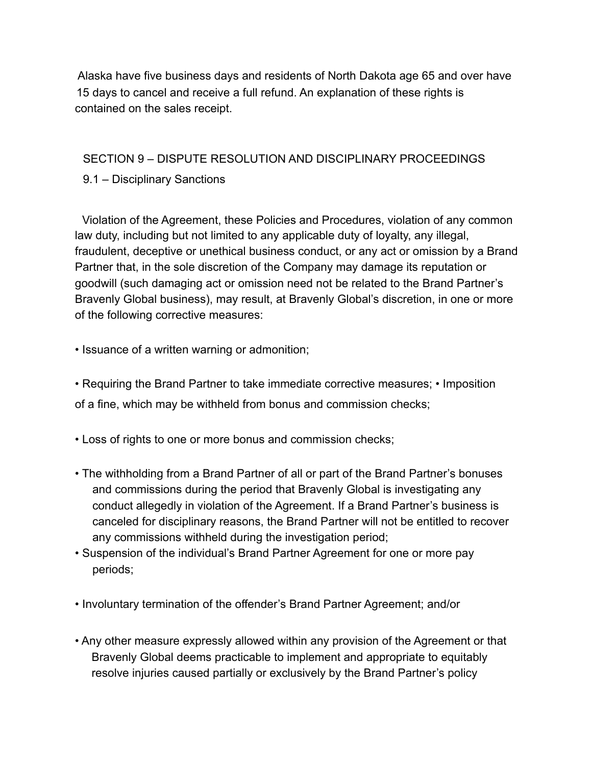Alaska have five business days and residents of North Dakota age 65 and over have 15 days to cancel and receive a full refund. An explanation of these rights is contained on the sales receipt.

## SECTION 9 – DISPUTE RESOLUTION AND DISCIPLINARY PROCEEDINGS

### 9.1 – Disciplinary Sanctions

Violation of the Agreement, these Policies and Procedures, violation of any common law duty, including but not limited to any applicable duty of loyalty, any illegal, fraudulent, deceptive or unethical business conduct, or any act or omission by a Brand Partner that, in the sole discretion of the Company may damage its reputation or goodwill (such damaging act or omission need not be related to the Brand Partner's Bravenly Global business), may result, at Bravenly Global's discretion, in one or more of the following corrective measures:

- Issuance of a written warning or admonition;
- Requiring the Brand Partner to take immediate corrective measures;
- Imposition of a fine, which may be withheld from bonus and commission checks;
- Loss of rights to one or more bonus and commission checks;
- The withholding from a Brand Partner of all or part of the Brand Partner's bonuses and commissions during the period that Bravenly Global is investigating any conduct allegedly in violation of the Agreement. If a Brand Partner's business is canceled for disciplinary reasons, the Brand Partner will not be entitled to recover any commissions withheld during the investigation period;
- Suspension of the individual's Brand Partner Agreement for one or more pay periods;
- Involuntary termination of the offender's Brand Partner Agreement; and/or
- Any other measure expressly allowed within any provision of the Agreement or that Bravenly Global deems practicable to implement and appropriate to equitably resolve injuries caused partially or exclusively by the Brand Partner's policy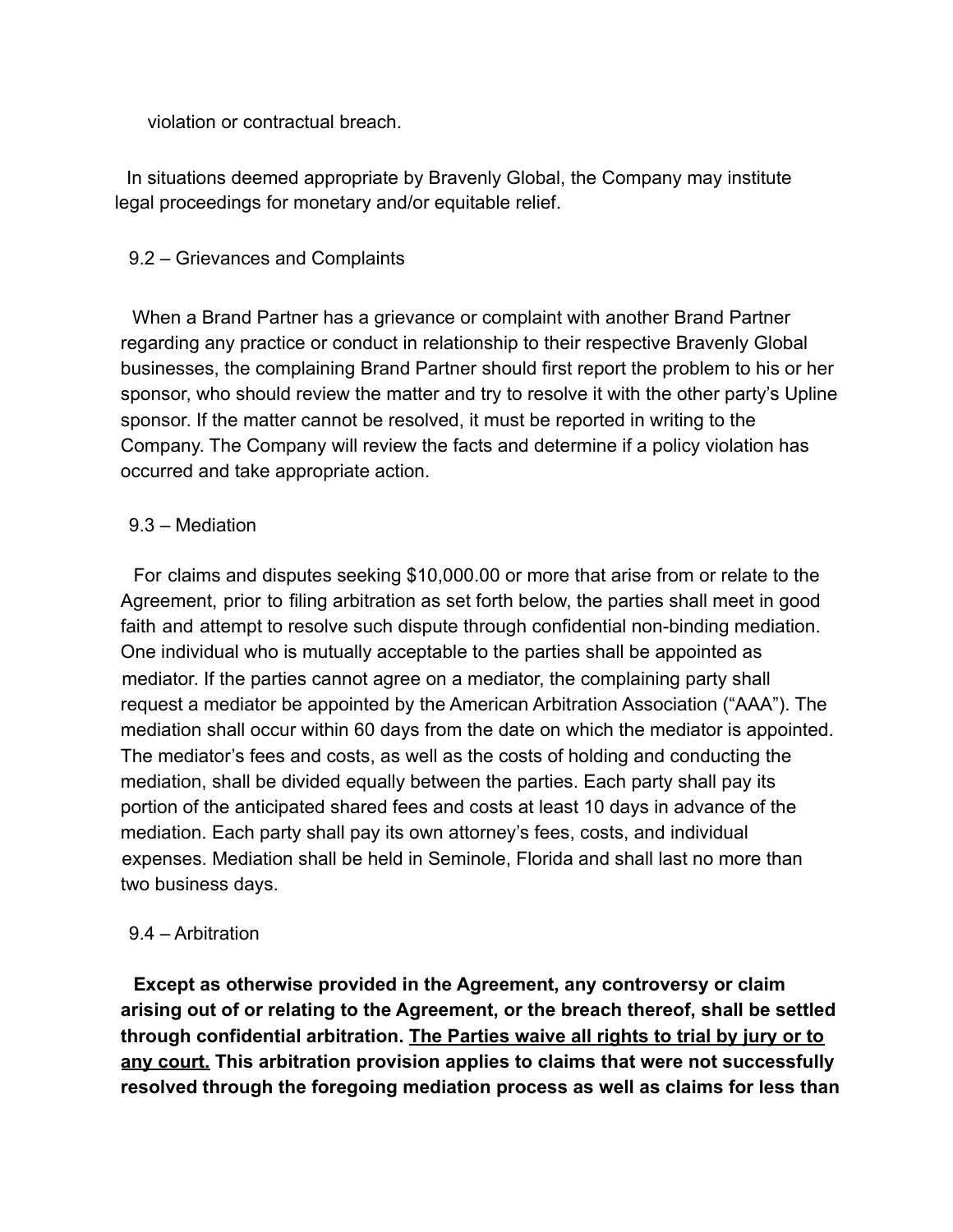violation or contractual breach.

In situations deemed appropriate by Bravenly Global, the Company may institute legal proceedings for monetary and/or equitable relief.

9.2 – Grievances and Complaints

When a Brand Partner has a grievance or complaint with another Brand Partner regarding any practice or conduct in relationship to their respective Bravenly Global businesses, the complaining Brand Partner should first report the problem to his or her sponsor, who should review the matter and try to resolve it with the other party's Upline sponsor. If the matter cannot be resolved, it must be reported in writing to the Company. The Company will review the facts and determine if a policy violation has occurred and take appropriate action.

9.3 – Mediation

For claims and disputes seeking $10,000.00 or more that arise from or relate to the Agreement, prior to filing arbitration as set forth below, the parties shall meet in good faith and attempt to resolve such dispute through confidential non-binding mediation. One individual who is mutually acceptable to the parties shall be appointed as mediator. If the parties cannot agree on a mediator, the complaining party shall request a mediator be appointed by the American Arbitration Association ("AAA"). The mediation shall occur within 60 days from the date on which the mediator is appointed. The mediator's fees and costs, as well as the costs of holding and conducting the mediation, shall be divided equally between the parties. Each party shall pay its portion of the anticipated shared fees and costs at least 10 days in advance of the mediation. Each party shall pay its own attorney's fees, costs, and individual expenses. Mediation shall be held in Seminole, Florida and shall last no more than two business days.

9.4 – Arbitration

**Except as otherwise provided in the Agreement, any controversy or claim arising out of or relating to the Agreement, or the breach thereof, shall be settled through confidential arbitration. <u>The Parties waive all rights to trial by jury or to any court.</u> This arbitration provision applies to claims that were not successfully resolved through the foregoing mediation process as well as claims for less than**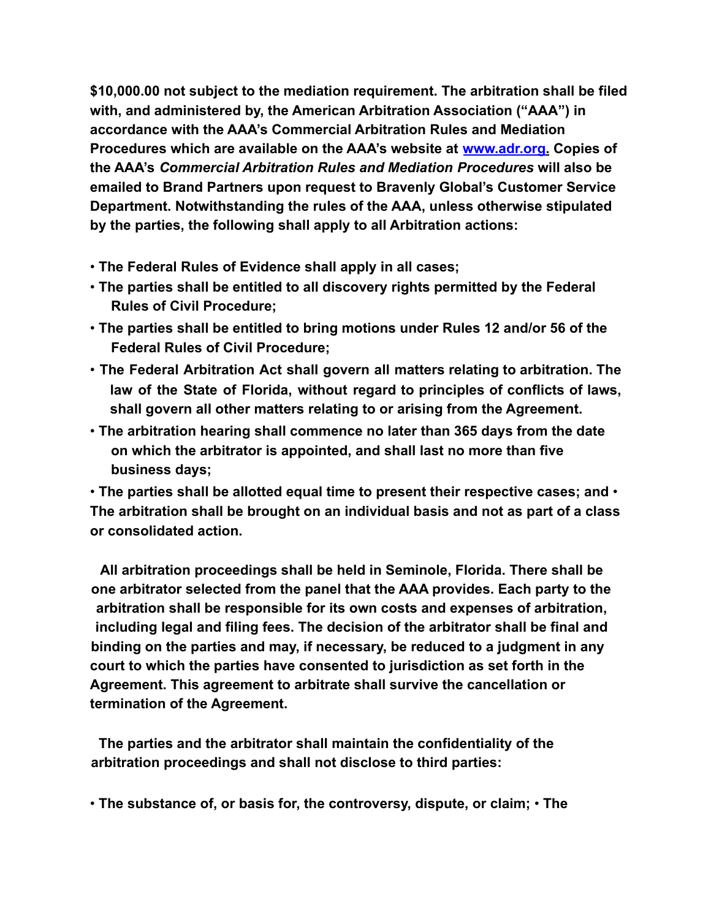**$10,000.00 not subject to the mediation requirement. The arbitration shall be filed with, and administered by, the American Arbitration Association ("AAA") in accordance with the AAA's Commercial Arbitration Rules and Mediation Procedures which are available on the AAA's website at [www.adr.org](http://www.adr.org). Copies of the AAA's *Commercial Arbitration Rules and Mediation Procedures* will also be emailed to Brand Partners upon request to Bravenly Global's Customer Service Department. Notwithstanding the rules of the AAA, unless otherwise stipulated by the parties, the following shall apply to all Arbitration actions:**

- **The Federal Rules of Evidence shall apply in all cases;**
- **The parties shall be entitled to all discovery rights permitted by the Federal Rules of Civil Procedure;**
- **The parties shall be entitled to bring motions under Rules 12 and/or 56 of the Federal Rules of Civil Procedure;**
- **The Federal Arbitration Act shall govern all matters relating to arbitration. The law of the State of Florida, without regard to principles of conflicts of laws, shall govern all other matters relating to or arising from the Agreement.**
- **The arbitration hearing shall commence no later than 365 days from the date on which the arbitrator is appointed, and shall last no more than five business days;**
- **The parties shall be allotted equal time to present their respective cases; and**
- **The arbitration shall be brought on an individual basis and not as part of a class or consolidated action.**

**All arbitration proceedings shall be held in Seminole, Florida. There shall be one arbitrator selected from the panel that the AAA provides. Each party to the arbitration shall be responsible for its own costs and expenses of arbitration, including legal and filing fees. The decision of the arbitrator shall be final and binding on the parties and may, if necessary, be reduced to a judgment in any court to which the parties have consented to jurisdiction as set forth in the Agreement. This agreement to arbitrate shall survive the cancellation or termination of the Agreement.**

**The parties and the arbitrator shall maintain the confidentiality of the arbitration proceedings and shall not disclose to third parties:**

- **The substance of, or basis for, the controversy, dispute, or claim;**
- **The**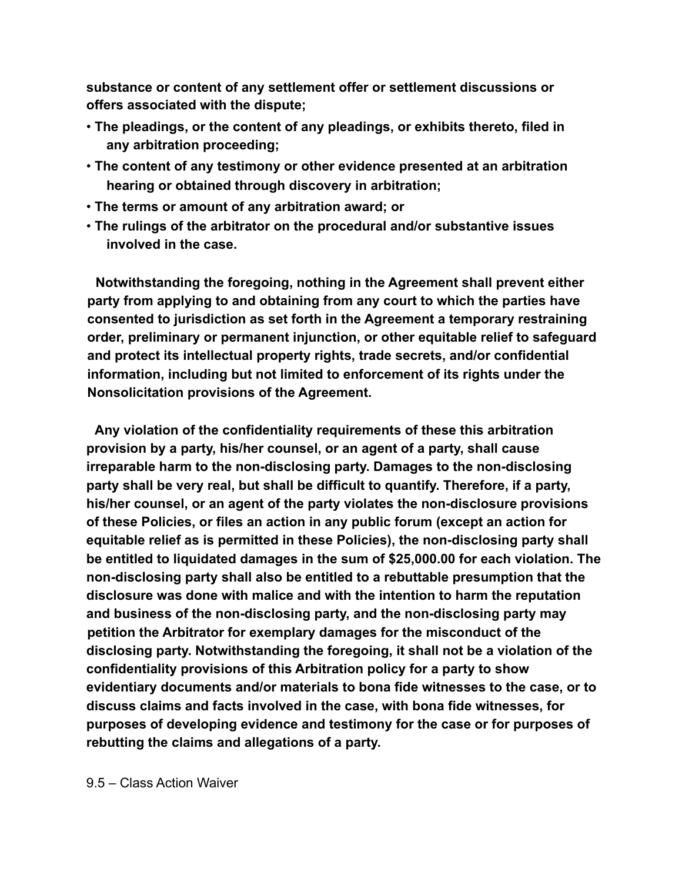**substance or content of any settlement offer or settlement discussions or offers associated with the dispute;**

- **The pleadings, or the content of any pleadings, or exhibits thereto, filed in any arbitration proceeding;**
- **The content of any testimony or other evidence presented at an arbitration hearing or obtained through discovery in arbitration;**
- **The terms or amount of any arbitration award; or**
- **The rulings of the arbitrator on the procedural and/or substantive issues involved in the case.**

**Notwithstanding the foregoing, nothing in the Agreement shall prevent either party from applying to and obtaining from any court to which the parties have consented to jurisdiction as set forth in the Agreement a temporary restraining order, preliminary or permanent injunction, or other equitable relief to safeguard and protect its intellectual property rights, trade secrets, and/or confidential information, including but not limited to enforcement of its rights under the Nonsolicitation provisions of the Agreement.**

**Any violation of the confidentiality requirements of these this arbitration provision by a party, his/her counsel, or an agent of a party, shall cause irreparable harm to the non-disclosing party. Damages to the non-disclosing party shall be very real, but shall be difficult to quantify. Therefore, if a party, his/her counsel, or an agent of the party violates the non-disclosure provisions of these Policies, or files an action in any public forum (except an action for equitable relief as is permitted in these Policies), the non-disclosing party shall be entitled to liquidated damages in the sum of $25,000.00 for each violation. The non-disclosing party shall also be entitled to a rebuttable presumption that the disclosure was done with malice and with the intention to harm the reputation and business of the non-disclosing party, and the non-disclosing party may petition the Arbitrator for exemplary damages for the misconduct of the disclosing party. Notwithstanding the foregoing, it shall not be a violation of the confidentiality provisions of this Arbitration policy for a party to show evidentiary documents and/or materials to bona fide witnesses to the case, or to discuss claims and facts involved in the case, with bona fide witnesses, for purposes of developing evidence and testimony for the case or for purposes of rebutting the claims and allegations of a party.**

9.5 – Class Action Waiver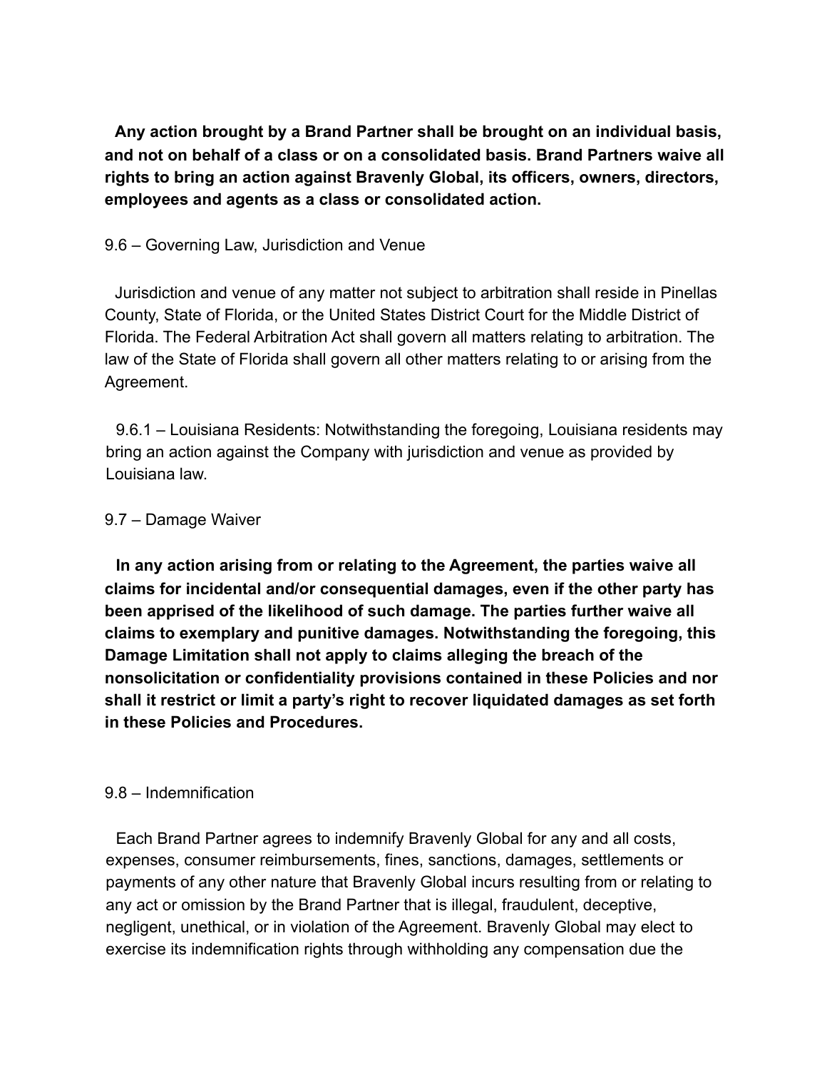**Any action brought by a Brand Partner shall be brought on an individual basis, and not on behalf of a class or on a consolidated basis. Brand Partners waive all rights to bring an action against Bravenly Global, its officers, owners, directors, employees and agents as a class or consolidated action.**

9.6 – Governing Law, Jurisdiction and Venue

Jurisdiction and venue of any matter not subject to arbitration shall reside in Pinellas County, State of Florida, or the United States District Court for the Middle District of Florida. The Federal Arbitration Act shall govern all matters relating to arbitration. The law of the State of Florida shall govern all other matters relating to or arising from the Agreement.

9.6.1 – Louisiana Residents: Notwithstanding the foregoing, Louisiana residents may bring an action against the Company with jurisdiction and venue as provided by Louisiana law.

9.7 – Damage Waiver

**In any action arising from or relating to the Agreement, the parties waive all claims for incidental and/or consequential damages, even if the other party has been apprised of the likelihood of such damage. The parties further waive all claims to exemplary and punitive damages. Notwithstanding the foregoing, this Damage Limitation shall not apply to claims alleging the breach of the nonsolicitation or confidentiality provisions contained in these Policies and nor shall it restrict or limit a party's right to recover liquidated damages as set forth in these Policies and Procedures.**

9.8 – Indemnification

Each Brand Partner agrees to indemnify Bravenly Global for any and all costs, expenses, consumer reimbursements, fines, sanctions, damages, settlements or payments of any other nature that Bravenly Global incurs resulting from or relating to any act or omission by the Brand Partner that is illegal, fraudulent, deceptive, negligent, unethical, or in violation of the Agreement. Bravenly Global may elect to exercise its indemnification rights through withholding any compensation due the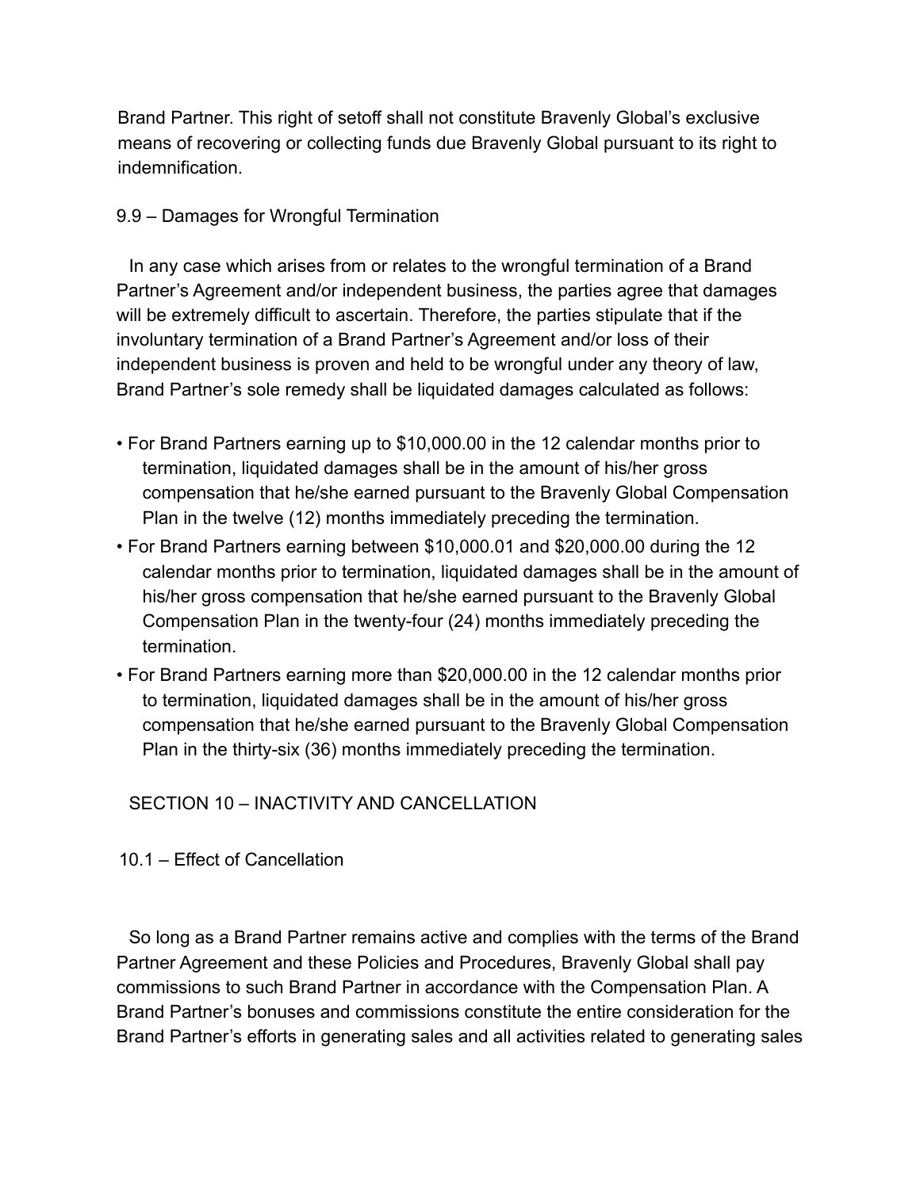Brand Partner. This right of setoff shall not constitute Bravenly Global's exclusive means of recovering or collecting funds due Bravenly Global pursuant to its right to indemnification.

### 9.9 – Damages for Wrongful Termination

In any case which arises from or relates to the wrongful termination of a Brand Partner's Agreement and/or independent business, the parties agree that damages will be extremely difficult to ascertain. Therefore, the parties stipulate that if the involuntary termination of a Brand Partner's Agreement and/or loss of their independent business is proven and held to be wrongful under any theory of law, Brand Partner's sole remedy shall be liquidated damages calculated as follows:

- For Brand Partners earning up to $10,000.00 in the 12 calendar months prior to termination, liquidated damages shall be in the amount of his/her gross compensation that he/she earned pursuant to the Bravenly Global Compensation Plan in the twelve (12) months immediately preceding the termination.
- For Brand Partners earning between $10,000.01 and $20,000.00 during the 12 calendar months prior to termination, liquidated damages shall be in the amount of his/her gross compensation that he/she earned pursuant to the Bravenly Global Compensation Plan in the twenty-four (24) months immediately preceding the termination.
- For Brand Partners earning more than $20,000.00 in the 12 calendar months prior to termination, liquidated damages shall be in the amount of his/her gross compensation that he/she earned pursuant to the Bravenly Global Compensation Plan in the thirty-six (36) months immediately preceding the termination.

## SECTION 10 – INACTIVITY AND CANCELLATION

### 10.1 – Effect of Cancellation

So long as a Brand Partner remains active and complies with the terms of the Brand Partner Agreement and these Policies and Procedures, Bravenly Global shall pay commissions to such Brand Partner in accordance with the Compensation Plan. A Brand Partner's bonuses and commissions constitute the entire consideration for the Brand Partner's efforts in generating sales and all activities related to generating sales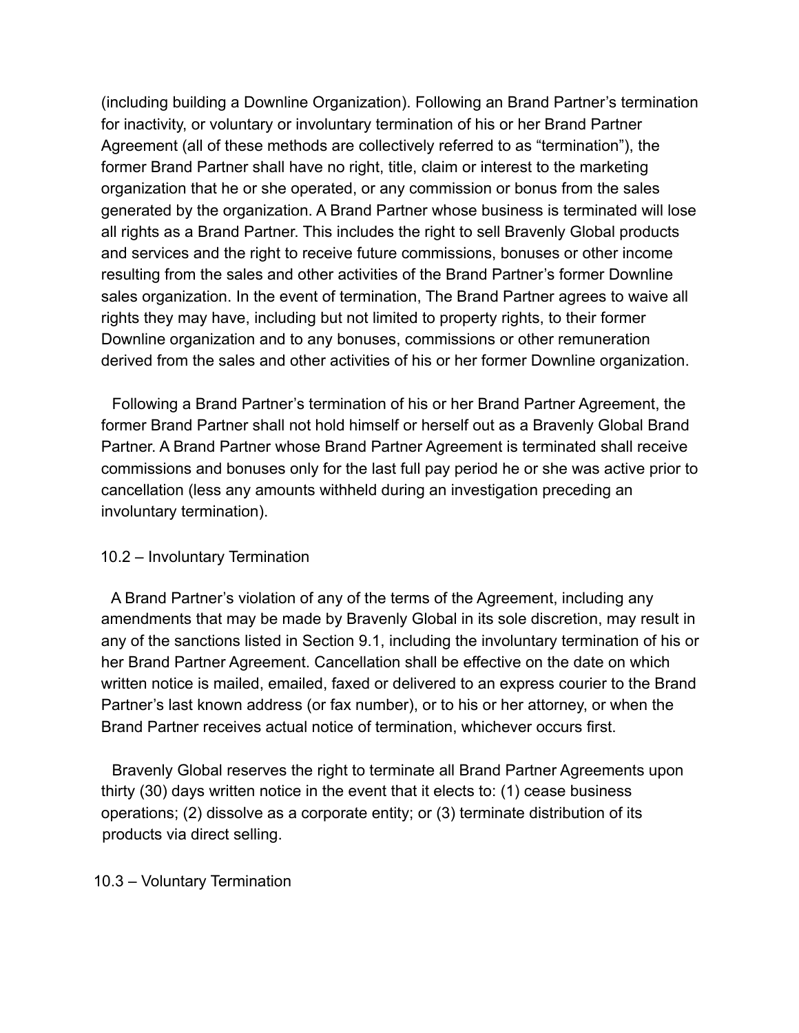(including building a Downline Organization). Following an Brand Partner's termination for inactivity, or voluntary or involuntary termination of his or her Brand Partner Agreement (all of these methods are collectively referred to as "termination"), the former Brand Partner shall have no right, title, claim or interest to the marketing organization that he or she operated, or any commission or bonus from the sales generated by the organization. A Brand Partner whose business is terminated will lose all rights as a Brand Partner. This includes the right to sell Bravenly Global products and services and the right to receive future commissions, bonuses or other income resulting from the sales and other activities of the Brand Partner's former Downline sales organization. In the event of termination, The Brand Partner agrees to waive all rights they may have, including but not limited to property rights, to their former Downline organization and to any bonuses, commissions or other remuneration derived from the sales and other activities of his or her former Downline organization.

Following a Brand Partner's termination of his or her Brand Partner Agreement, the former Brand Partner shall not hold himself or herself out as a Bravenly Global Brand Partner. A Brand Partner whose Brand Partner Agreement is terminated shall receive commissions and bonuses only for the last full pay period he or she was active prior to cancellation (less any amounts withheld during an investigation preceding an involuntary termination).

10.2 – Involuntary Termination

A Brand Partner's violation of any of the terms of the Agreement, including any amendments that may be made by Bravenly Global in its sole discretion, may result in any of the sanctions listed in Section 9.1, including the involuntary termination of his or her Brand Partner Agreement. Cancellation shall be effective on the date on which written notice is mailed, emailed, faxed or delivered to an express courier to the Brand Partner's last known address (or fax number), or to his or her attorney, or when the Brand Partner receives actual notice of termination, whichever occurs first.

Bravenly Global reserves the right to terminate all Brand Partner Agreements upon thirty (30) days written notice in the event that it elects to: (1) cease business operations; (2) dissolve as a corporate entity; or (3) terminate distribution of its products via direct selling.

10.3 – Voluntary Termination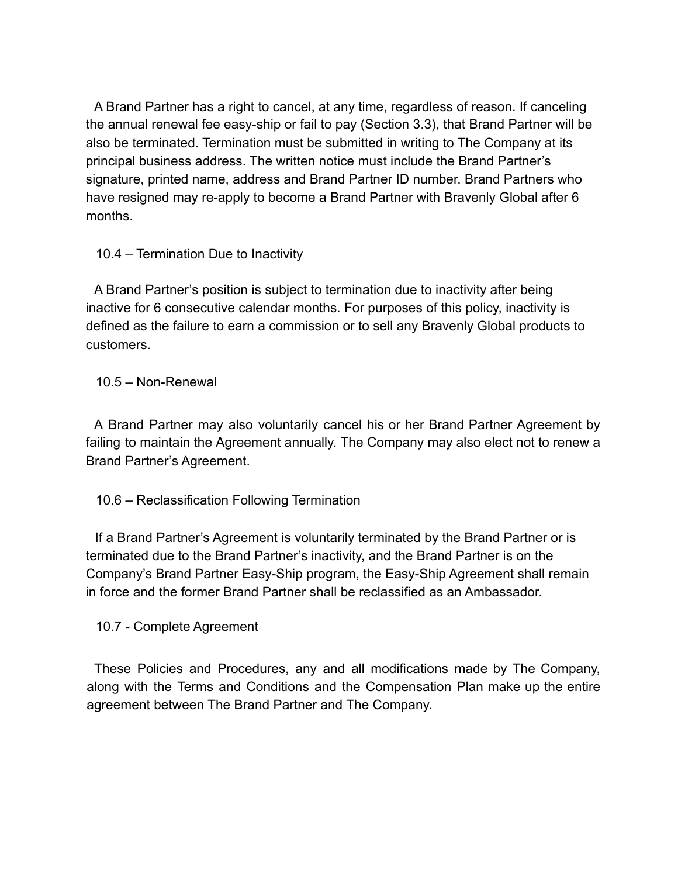A Brand Partner has a right to cancel, at any time, regardless of reason. If canceling the annual renewal fee easy-ship or fail to pay (Section 3.3), that Brand Partner will be also be terminated. Termination must be submitted in writing to The Company at its principal business address. The written notice must include the Brand Partner's signature, printed name, address and Brand Partner ID number. Brand Partners who have resigned may re-apply to become a Brand Partner with Bravenly Global after 6 months.

### 10.4 – Termination Due to Inactivity

A Brand Partner's position is subject to termination due to inactivity after being inactive for 6 consecutive calendar months. For purposes of this policy, inactivity is defined as the failure to earn a commission or to sell any Bravenly Global products to customers.

### 10.5 – Non-Renewal

A Brand Partner may also voluntarily cancel his or her Brand Partner Agreement by failing to maintain the Agreement annually. The Company may also elect not to renew a Brand Partner's Agreement.

### 10.6 – Reclassification Following Termination

If a Brand Partner's Agreement is voluntarily terminated by the Brand Partner or is terminated due to the Brand Partner's inactivity, and the Brand Partner is on the Company's Brand Partner Easy-Ship program, the Easy-Ship Agreement shall remain in force and the former Brand Partner shall be reclassified as an Ambassador.

### 10.7 - Complete Agreement

These Policies and Procedures, any and all modifications made by The Company, along with the Terms and Conditions and the Compensation Plan make up the entire agreement between The Brand Partner and The Company.